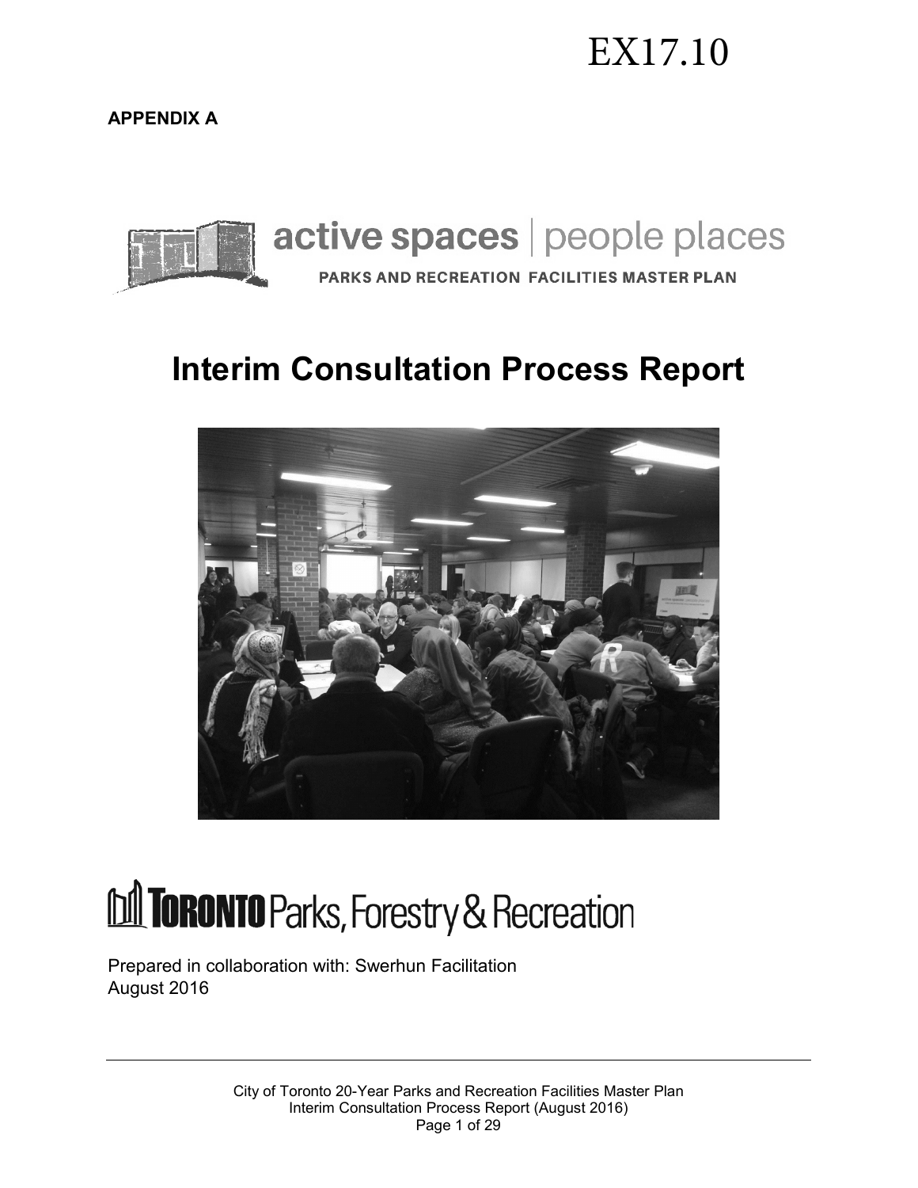EX17.10

**APPENDIX A**

active spaces | people places

PARKS AND RECREATION FACILITIES MASTER PLAN

# Interim Consultation Process Report

TORONTO Parks, Forestry & Recreation

Prepared in collaboration with: Swerhun Facilitation
August 2016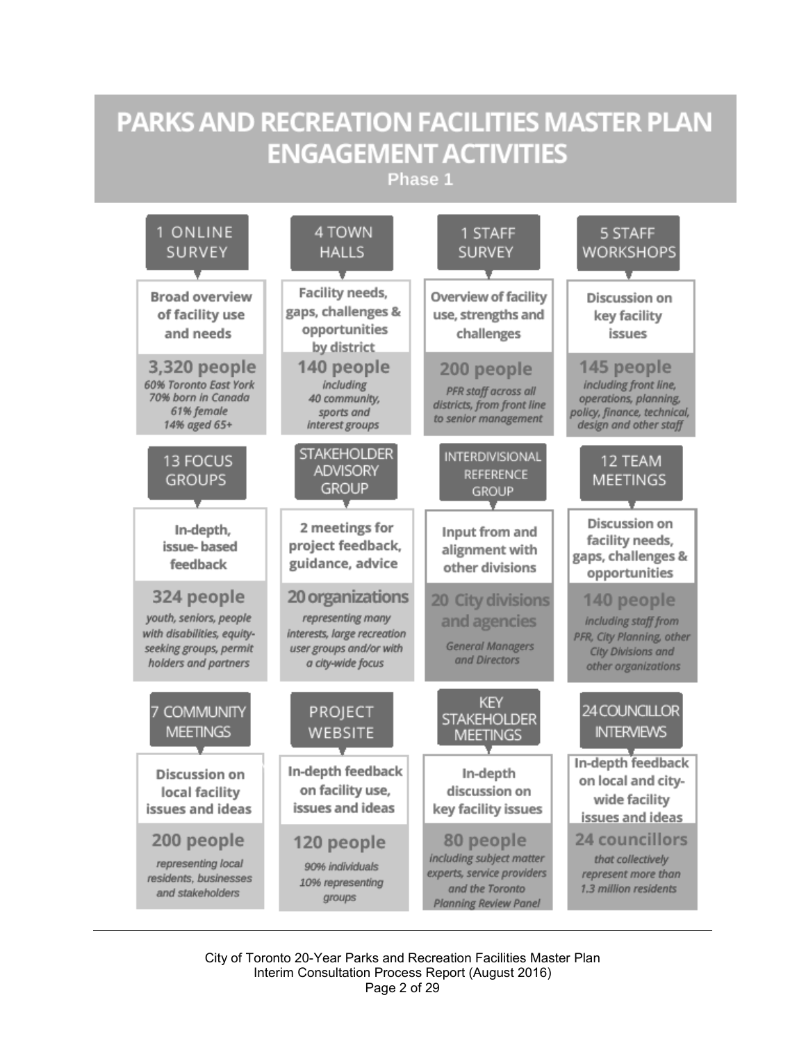# PARKS AND RECREATION FACILITIES MASTER PLAN ENGAGEMENT ACTIVITIES

## Phase 1

### 1 ONLINE SURVEY

**Broad overview of facility use and needs**

**3,320 people**

*60% Toronto East York*
*70% born in Canada*
*61% female*
*14% aged 65+*

### 4 TOWN HALLS

**Facility needs, gaps, challenges & opportunities by district**

**140 people**

*including 40 community, sports and interest groups*

### 1 STAFF SURVEY

**Overview of facility use, strengths and challenges**

**200 people**

*PFR staff across all districts, from front line to senior management*

### 5 STAFF WORKSHOPS

**Discussion on key facility issues**

**145 people**

*including front line, operations, planning, policy, finance, technical, design and other staff*

### 13 FOCUS GROUPS

**In-depth, issue-based feedback**

**324 people**

*youth, seniors, people with disabilities, equity-seeking groups, permit holders and partners*

### STAKEHOLDER ADVISORY GROUP

**2 meetings for project feedback, guidance, advice**

**20 organizations**

*representing many interests, large recreation user groups and/or with a city-wide focus*

### INTERDIVISIONAL REFERENCE GROUP

**Input from and alignment with other divisions**

**20 City divisions and agencies**

*General Managers and Directors*

### 12 TEAM MEETINGS

**Discussion on facility needs, gaps, challenges & opportunities**

**140 people**

*including staff from PFR, City Planning, other City Divisions and other organizations*

### 7 COMMUNITY MEETINGS

**Discussion on local facility issues and ideas**

**200 people**

*representing local residents, businesses and stakeholders*

### PROJECT WEBSITE

**In-depth feedback on facility use, issues and ideas**

**120 people**

*90% individuals*
*10% representing groups*

### KEY STAKEHOLDER MEETINGS

**In-depth discussion on key facility issues**

**80 people**

*including subject matter experts, service providers and the Toronto Planning Review Panel*

### 24 COUNCILLOR INTERVIEWS

**In-depth feedback on local and city-wide facility issues and ideas**

**24 councillors**

*that collectively represent more than 1.3 million residents*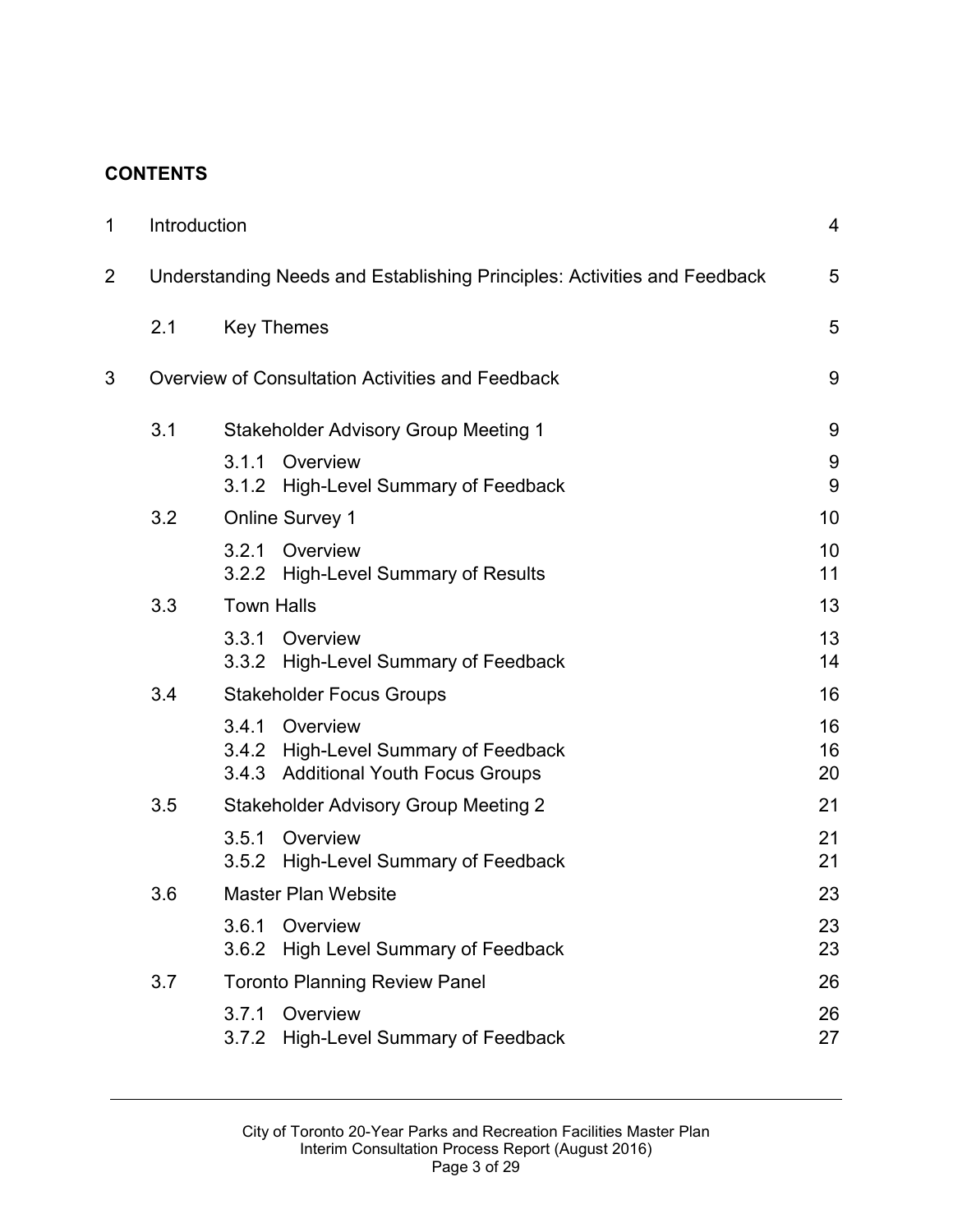**CONTENTS**

| | | | |
|---|---|---|---|
| 1 | Introduction | | 4 |
| 2 | Understanding Needs and Establishing Principles: Activities and Feedback | | 5 |
| | 2.1 | Key Themes | 5 |
| 3 | Overview of Consultation Activities and Feedback | | 9 |
| | 3.1 | Stakeholder Advisory Group Meeting 1 | 9 |
| | | 3.1.1 Overview | 9 |
| | | 3.1.2 High-Level Summary of Feedback | 9 |
| | 3.2 | Online Survey 1 | 10 |
| | | 3.2.1 Overview | 10 |
| | | 3.2.2 High-Level Summary of Results | 11 |
| | 3.3 | Town Halls | 13 |
| | | 3.3.1 Overview | 13 |
| | | 3.3.2 High-Level Summary of Feedback | 14 |
| | 3.4 | Stakeholder Focus Groups | 16 |
| | | 3.4.1 Overview | 16 |
| | | 3.4.2 High-Level Summary of Feedback | 16 |
| | | 3.4.3 Additional Youth Focus Groups | 20 |
| | 3.5 | Stakeholder Advisory Group Meeting 2 | 21 |
| | | 3.5.1 Overview | 21 |
| | | 3.5.2 High-Level Summary of Feedback | 21 |
| | 3.6 | Master Plan Website | 23 |
| | | 3.6.1 Overview | 23 |
| | | 3.6.2 High Level Summary of Feedback | 23 |
| | 3.7 | Toronto Planning Review Panel | 26 |
| | | 3.7.1 Overview | 26 |
| | | 3.7.2 High-Level Summary of Feedback | 27 |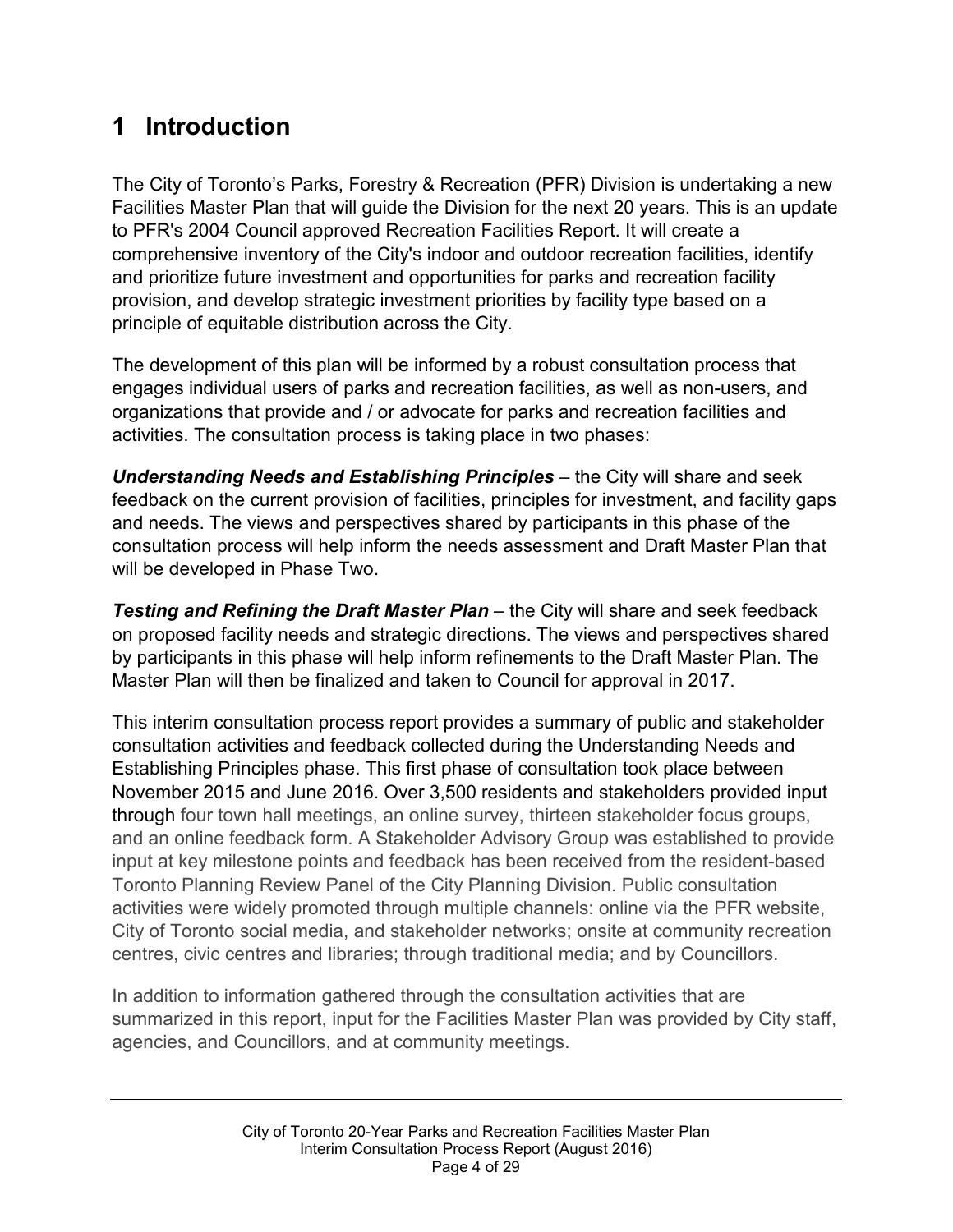# 1 Introduction

The City of Toronto's Parks, Forestry & Recreation (PFR) Division is undertaking a new Facilities Master Plan that will guide the Division for the next 20 years. This is an update to PFR's 2004 Council approved Recreation Facilities Report. It will create a comprehensive inventory of the City's indoor and outdoor recreation facilities, identify and prioritize future investment and opportunities for parks and recreation facility provision, and develop strategic investment priorities by facility type based on a principle of equitable distribution across the City.

The development of this plan will be informed by a robust consultation process that engages individual users of parks and recreation facilities, as well as non-users, and organizations that provide and / or advocate for parks and recreation facilities and activities. The consultation process is taking place in two phases:

***Understanding Needs and Establishing Principles*** – the City will share and seek feedback on the current provision of facilities, principles for investment, and facility gaps and needs. The views and perspectives shared by participants in this phase of the consultation process will help inform the needs assessment and Draft Master Plan that will be developed in Phase Two.

***Testing and Refining the Draft Master Plan*** – the City will share and seek feedback on proposed facility needs and strategic directions. The views and perspectives shared by participants in this phase will help inform refinements to the Draft Master Plan. The Master Plan will then be finalized and taken to Council for approval in 2017.

This interim consultation process report provides a summary of public and stakeholder consultation activities and feedback collected during the Understanding Needs and Establishing Principles phase. This first phase of consultation took place between November 2015 and June 2016. Over 3,500 residents and stakeholders provided input through four town hall meetings, an online survey, thirteen stakeholder focus groups, and an online feedback form. A Stakeholder Advisory Group was established to provide input at key milestone points and feedback has been received from the resident-based Toronto Planning Review Panel of the City Planning Division. Public consultation activities were widely promoted through multiple channels: online via the PFR website, City of Toronto social media, and stakeholder networks; onsite at community recreation centres, civic centres and libraries; through traditional media; and by Councillors.

In addition to information gathered through the consultation activities that are summarized in this report, input for the Facilities Master Plan was provided by City staff, agencies, and Councillors, and at community meetings.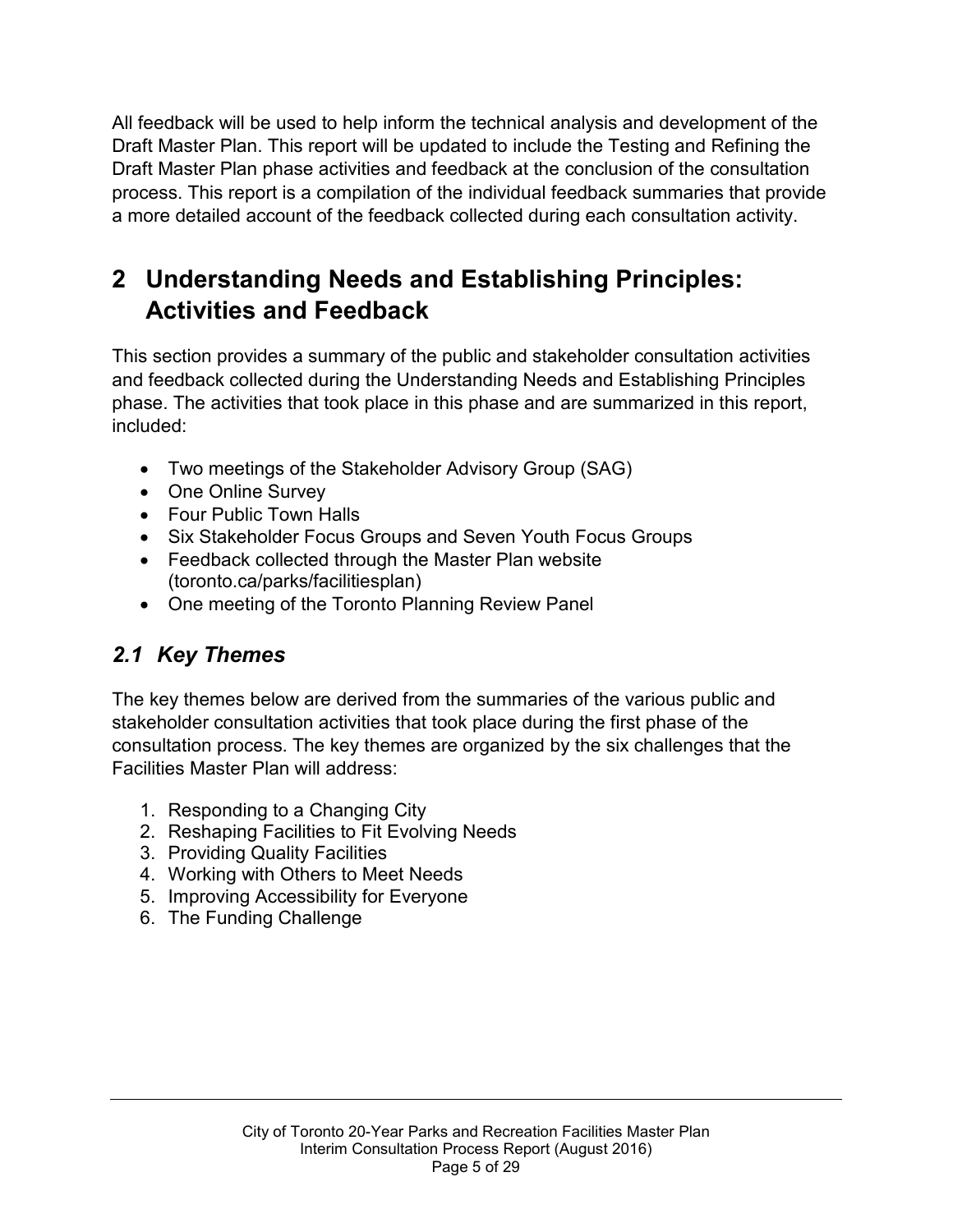All feedback will be used to help inform the technical analysis and development of the Draft Master Plan. This report will be updated to include the Testing and Refining the Draft Master Plan phase activities and feedback at the conclusion of the consultation process. This report is a compilation of the individual feedback summaries that provide a more detailed account of the feedback collected during each consultation activity.

# 2 Understanding Needs and Establishing Principles: Activities and Feedback

This section provides a summary of the public and stakeholder consultation activities and feedback collected during the Understanding Needs and Establishing Principles phase. The activities that took place in this phase and are summarized in this report, included:

- Two meetings of the Stakeholder Advisory Group (SAG)
- One Online Survey
- Four Public Town Halls
- Six Stakeholder Focus Groups and Seven Youth Focus Groups
- Feedback collected through the Master Plan website (toronto.ca/parks/facilitiesplan)
- One meeting of the Toronto Planning Review Panel

## *2.1 Key Themes*

The key themes below are derived from the summaries of the various public and stakeholder consultation activities that took place during the first phase of the consultation process. The key themes are organized by the six challenges that the Facilities Master Plan will address:

1. Responding to a Changing City
2. Reshaping Facilities to Fit Evolving Needs
3. Providing Quality Facilities
4. Working with Others to Meet Needs
5. Improving Accessibility for Everyone
6. The Funding Challenge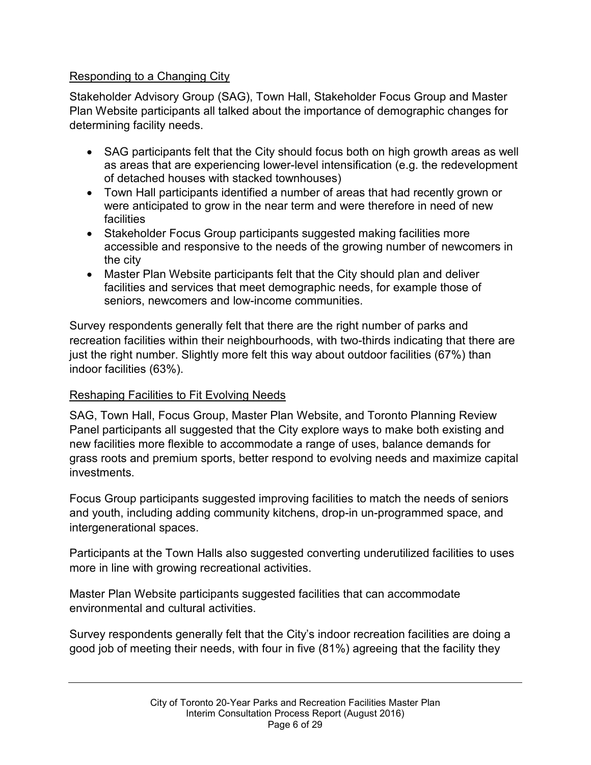## Responding to a Changing City

Stakeholder Advisory Group (SAG), Town Hall, Stakeholder Focus Group and Master Plan Website participants all talked about the importance of demographic changes for determining facility needs.

- SAG participants felt that the City should focus both on high growth areas as well as areas that are experiencing lower-level intensification (e.g. the redevelopment of detached houses with stacked townhouses)
- Town Hall participants identified a number of areas that had recently grown or were anticipated to grow in the near term and were therefore in need of new facilities
- Stakeholder Focus Group participants suggested making facilities more accessible and responsive to the needs of the growing number of newcomers in the city
- Master Plan Website participants felt that the City should plan and deliver facilities and services that meet demographic needs, for example those of seniors, newcomers and low-income communities.

Survey respondents generally felt that there are the right number of parks and recreation facilities within their neighbourhoods, with two-thirds indicating that there are just the right number. Slightly more felt this way about outdoor facilities (67%) than indoor facilities (63%).

## Reshaping Facilities to Fit Evolving Needs

SAG, Town Hall, Focus Group, Master Plan Website, and Toronto Planning Review Panel participants all suggested that the City explore ways to make both existing and new facilities more flexible to accommodate a range of uses, balance demands for grass roots and premium sports, better respond to evolving needs and maximize capital investments.

Focus Group participants suggested improving facilities to match the needs of seniors and youth, including adding community kitchens, drop-in un-programmed space, and intergenerational spaces.

Participants at the Town Halls also suggested converting underutilized facilities to uses more in line with growing recreational activities.

Master Plan Website participants suggested facilities that can accommodate environmental and cultural activities.

Survey respondents generally felt that the City's indoor recreation facilities are doing a good job of meeting their needs, with four in five (81%) agreeing that the facility they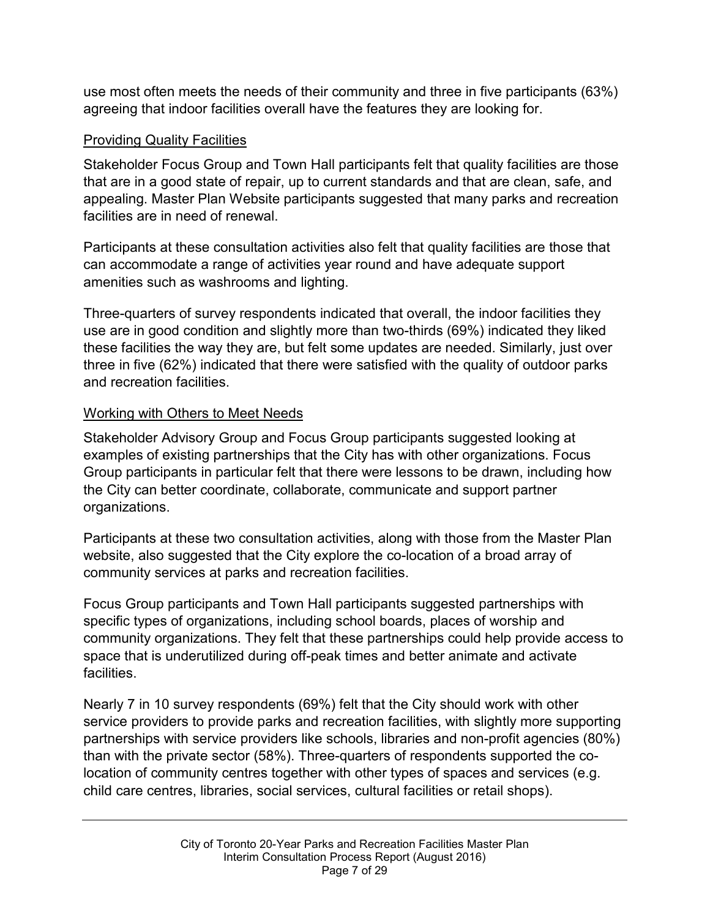use most often meets the needs of their community and three in five participants (63%) agreeing that indoor facilities overall have the features they are looking for.

### Providing Quality Facilities

Stakeholder Focus Group and Town Hall participants felt that quality facilities are those that are in a good state of repair, up to current standards and that are clean, safe, and appealing. Master Plan Website participants suggested that many parks and recreation facilities are in need of renewal.

Participants at these consultation activities also felt that quality facilities are those that can accommodate a range of activities year round and have adequate support amenities such as washrooms and lighting.

Three-quarters of survey respondents indicated that overall, the indoor facilities they use are in good condition and slightly more than two-thirds (69%) indicated they liked these facilities the way they are, but felt some updates are needed. Similarly, just over three in five (62%) indicated that there were satisfied with the quality of outdoor parks and recreation facilities.

### Working with Others to Meet Needs

Stakeholder Advisory Group and Focus Group participants suggested looking at examples of existing partnerships that the City has with other organizations. Focus Group participants in particular felt that there were lessons to be drawn, including how the City can better coordinate, collaborate, communicate and support partner organizations.

Participants at these two consultation activities, along with those from the Master Plan website, also suggested that the City explore the co-location of a broad array of community services at parks and recreation facilities.

Focus Group participants and Town Hall participants suggested partnerships with specific types of organizations, including school boards, places of worship and community organizations. They felt that these partnerships could help provide access to space that is underutilized during off-peak times and better animate and activate facilities.

Nearly 7 in 10 survey respondents (69%) felt that the City should work with other service providers to provide parks and recreation facilities, with slightly more supporting partnerships with service providers like schools, libraries and non-profit agencies (80%) than with the private sector (58%). Three-quarters of respondents supported the co-location of community centres together with other types of spaces and services (e.g. child care centres, libraries, social services, cultural facilities or retail shops).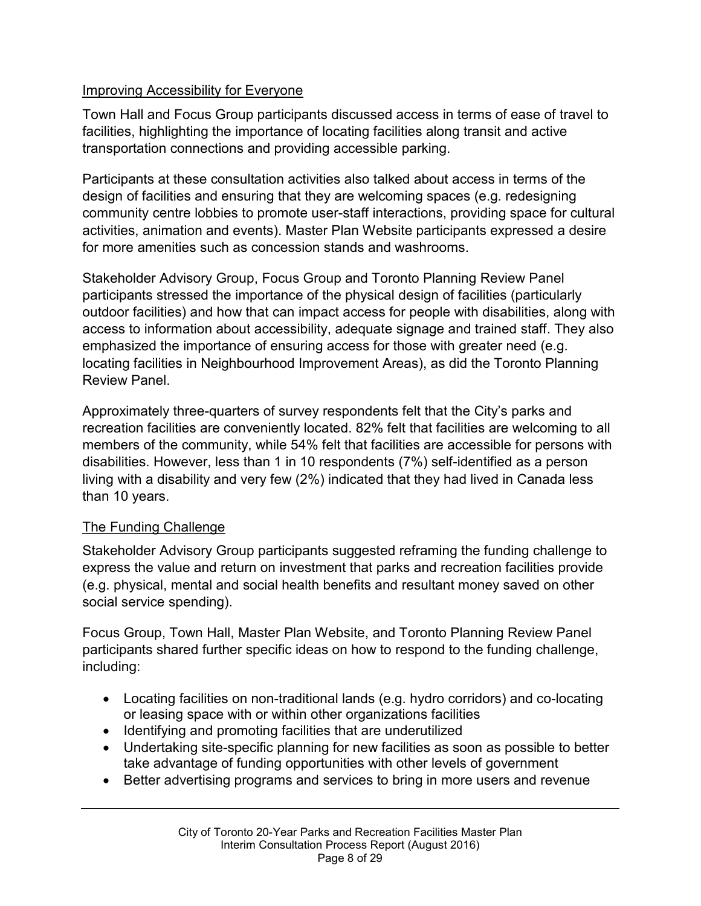## Improving Accessibility for Everyone

Town Hall and Focus Group participants discussed access in terms of ease of travel to facilities, highlighting the importance of locating facilities along transit and active transportation connections and providing accessible parking.

Participants at these consultation activities also talked about access in terms of the design of facilities and ensuring that they are welcoming spaces (e.g. redesigning community centre lobbies to promote user-staff interactions, providing space for cultural activities, animation and events). Master Plan Website participants expressed a desire for more amenities such as concession stands and washrooms.

Stakeholder Advisory Group, Focus Group and Toronto Planning Review Panel participants stressed the importance of the physical design of facilities (particularly outdoor facilities) and how that can impact access for people with disabilities, along with access to information about accessibility, adequate signage and trained staff. They also emphasized the importance of ensuring access for those with greater need (e.g. locating facilities in Neighbourhood Improvement Areas), as did the Toronto Planning Review Panel.

Approximately three-quarters of survey respondents felt that the City's parks and recreation facilities are conveniently located. 82% felt that facilities are welcoming to all members of the community, while 54% felt that facilities are accessible for persons with disabilities. However, less than 1 in 10 respondents (7%) self-identified as a person living with a disability and very few (2%) indicated that they had lived in Canada less than 10 years.

## The Funding Challenge

Stakeholder Advisory Group participants suggested reframing the funding challenge to express the value and return on investment that parks and recreation facilities provide (e.g. physical, mental and social health benefits and resultant money saved on other social service spending).

Focus Group, Town Hall, Master Plan Website, and Toronto Planning Review Panel participants shared further specific ideas on how to respond to the funding challenge, including:

- Locating facilities on non-traditional lands (e.g. hydro corridors) and co-locating or leasing space with or within other organizations facilities
- Identifying and promoting facilities that are underutilized
- Undertaking site-specific planning for new facilities as soon as possible to better take advantage of funding opportunities with other levels of government
- Better advertising programs and services to bring in more users and revenue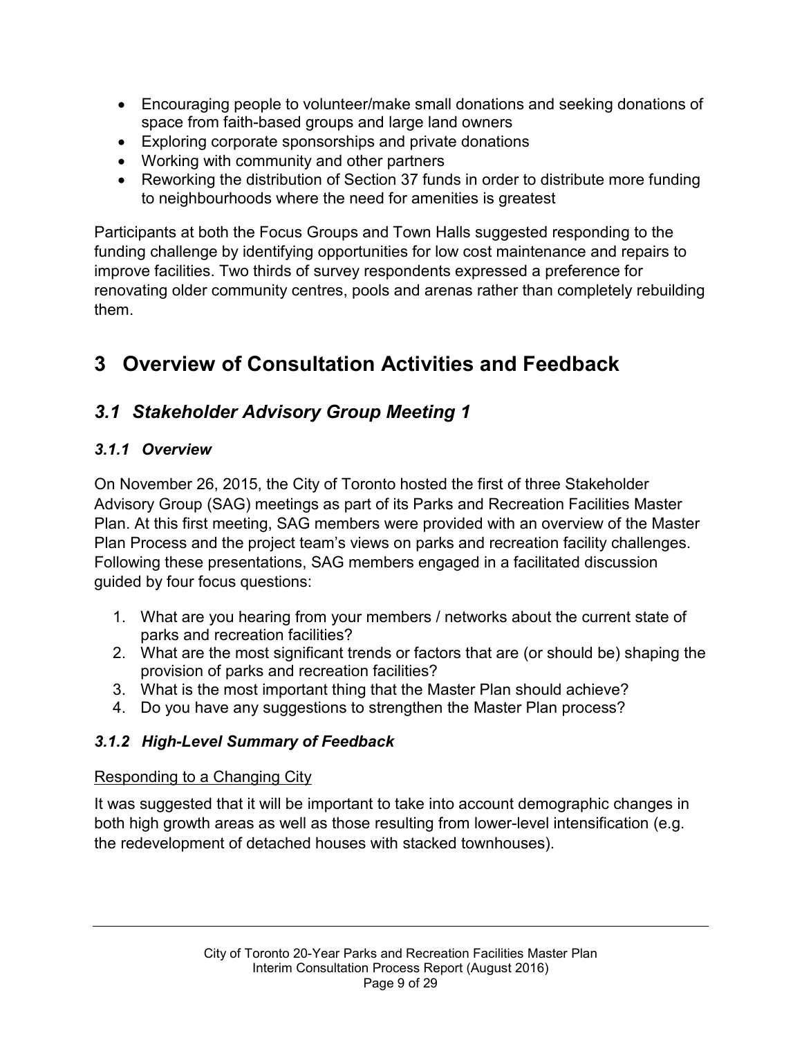- Encouraging people to volunteer/make small donations and seeking donations of space from faith-based groups and large land owners
- Exploring corporate sponsorships and private donations
- Working with community and other partners
- Reworking the distribution of Section 37 funds in order to distribute more funding to neighbourhoods where the need for amenities is greatest

Participants at both the Focus Groups and Town Halls suggested responding to the funding challenge by identifying opportunities for low cost maintenance and repairs to improve facilities. Two thirds of survey respondents expressed a preference for renovating older community centres, pools and arenas rather than completely rebuilding them.

# 3 Overview of Consultation Activities and Feedback

## *3.1 Stakeholder Advisory Group Meeting 1*

### *3.1.1 Overview*

On November 26, 2015, the City of Toronto hosted the first of three Stakeholder Advisory Group (SAG) meetings as part of its Parks and Recreation Facilities Master Plan. At this first meeting, SAG members were provided with an overview of the Master Plan Process and the project team's views on parks and recreation facility challenges. Following these presentations, SAG members engaged in a facilitated discussion guided by four focus questions:

1. What are you hearing from your members / networks about the current state of parks and recreation facilities?
2. What are the most significant trends or factors that are (or should be) shaping the provision of parks and recreation facilities?
3. What is the most important thing that the Master Plan should achieve?
4. Do you have any suggestions to strengthen the Master Plan process?

### *3.1.2 High-Level Summary of Feedback*

<u>Responding to a Changing City</u>

It was suggested that it will be important to take into account demographic changes in both high growth areas as well as those resulting from lower-level intensification (e.g. the redevelopment of detached houses with stacked townhouses).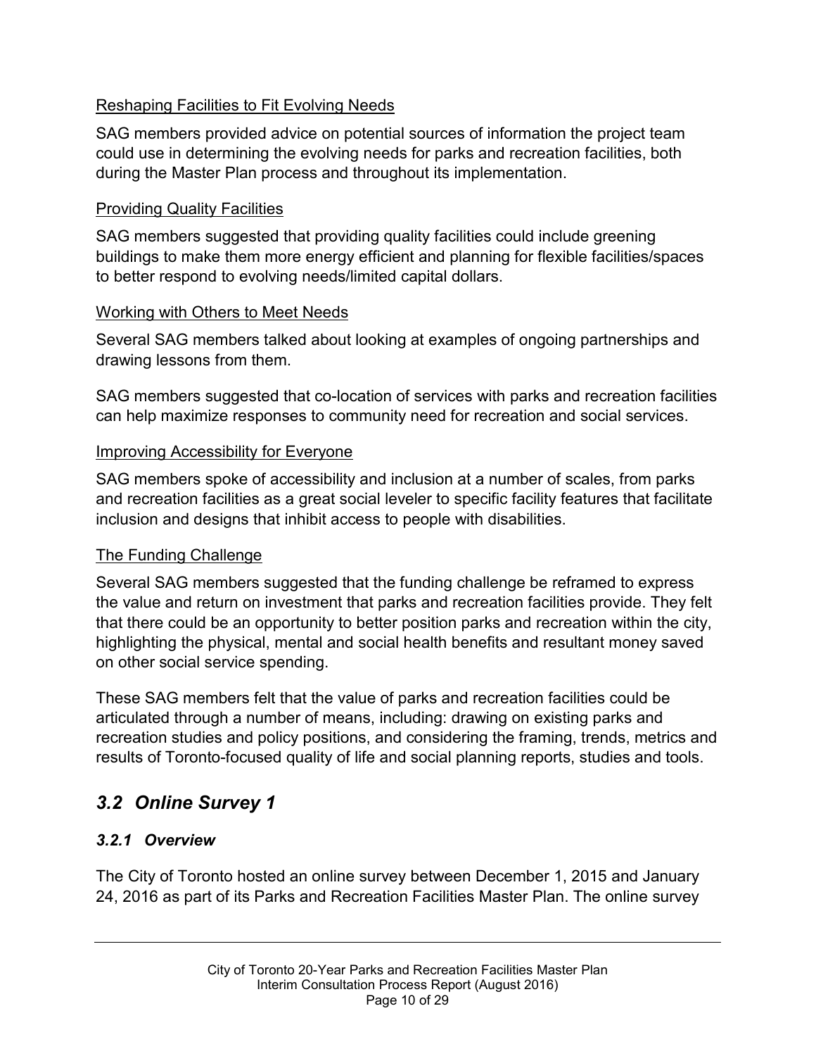<u>Reshaping Facilities to Fit Evolving Needs</u>

SAG members provided advice on potential sources of information the project team could use in determining the evolving needs for parks and recreation facilities, both during the Master Plan process and throughout its implementation.

<u>Providing Quality Facilities</u>

SAG members suggested that providing quality facilities could include greening buildings to make them more energy efficient and planning for flexible facilities/spaces to better respond to evolving needs/limited capital dollars.

<u>Working with Others to Meet Needs</u>

Several SAG members talked about looking at examples of ongoing partnerships and drawing lessons from them.

SAG members suggested that co-location of services with parks and recreation facilities can help maximize responses to community need for recreation and social services.

<u>Improving Accessibility for Everyone</u>

SAG members spoke of accessibility and inclusion at a number of scales, from parks and recreation facilities as a great social leveler to specific facility features that facilitate inclusion and designs that inhibit access to people with disabilities.

<u>The Funding Challenge</u>

Several SAG members suggested that the funding challenge be reframed to express the value and return on investment that parks and recreation facilities provide. They felt that there could be an opportunity to better position parks and recreation within the city, highlighting the physical, mental and social health benefits and resultant money saved on other social service spending.

These SAG members felt that the value of parks and recreation facilities could be articulated through a number of means, including: drawing on existing parks and recreation studies and policy positions, and considering the framing, trends, metrics and results of Toronto-focused quality of life and social planning reports, studies and tools.

## *3.2 Online Survey 1*

### *3.2.1 Overview*

The City of Toronto hosted an online survey between December 1, 2015 and January 24, 2016 as part of its Parks and Recreation Facilities Master Plan. The online survey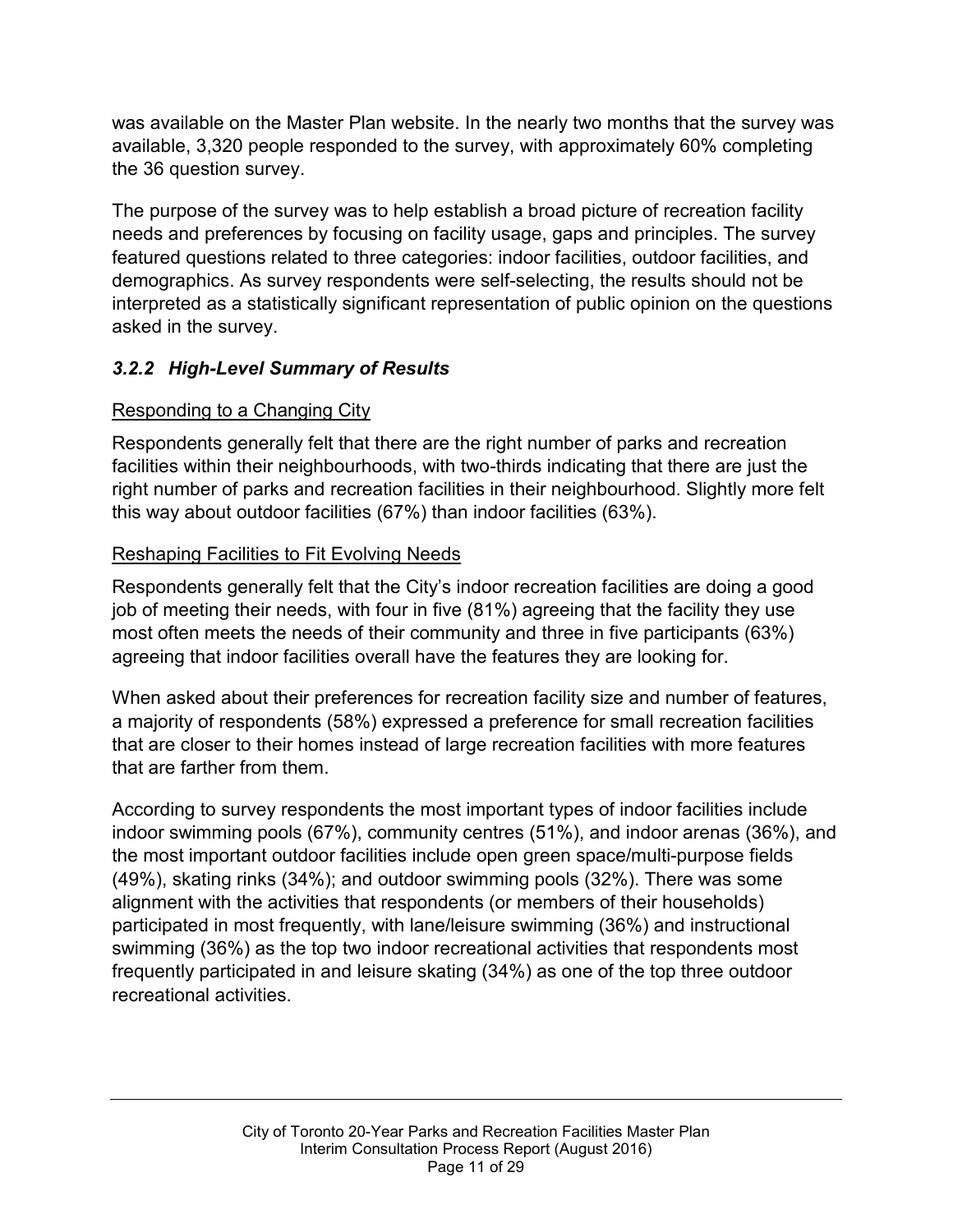was available on the Master Plan website. In the nearly two months that the survey was available, 3,320 people responded to the survey, with approximately 60% completing the 36 question survey.

The purpose of the survey was to help establish a broad picture of recreation facility needs and preferences by focusing on facility usage, gaps and principles. The survey featured questions related to three categories: indoor facilities, outdoor facilities, and demographics. As survey respondents were self-selecting, the results should not be interpreted as a statistically significant representation of public opinion on the questions asked in the survey.

### *3.2.2 High-Level Summary of Results*

<u>Responding to a Changing City</u>

Respondents generally felt that there are the right number of parks and recreation facilities within their neighbourhoods, with two-thirds indicating that there are just the right number of parks and recreation facilities in their neighbourhood. Slightly more felt this way about outdoor facilities (67%) than indoor facilities (63%).

<u>Reshaping Facilities to Fit Evolving Needs</u>

Respondents generally felt that the City's indoor recreation facilities are doing a good job of meeting their needs, with four in five (81%) agreeing that the facility they use most often meets the needs of their community and three in five participants (63%) agreeing that indoor facilities overall have the features they are looking for.

When asked about their preferences for recreation facility size and number of features, a majority of respondents (58%) expressed a preference for small recreation facilities that are closer to their homes instead of large recreation facilities with more features that are farther from them.

According to survey respondents the most important types of indoor facilities include indoor swimming pools (67%), community centres (51%), and indoor arenas (36%), and the most important outdoor facilities include open green space/multi-purpose fields (49%), skating rinks (34%); and outdoor swimming pools (32%). There was some alignment with the activities that respondents (or members of their households) participated in most frequently, with lane/leisure swimming (36%) and instructional swimming (36%) as the top two indoor recreational activities that respondents most frequently participated in and leisure skating (34%) as one of the top three outdoor recreational activities.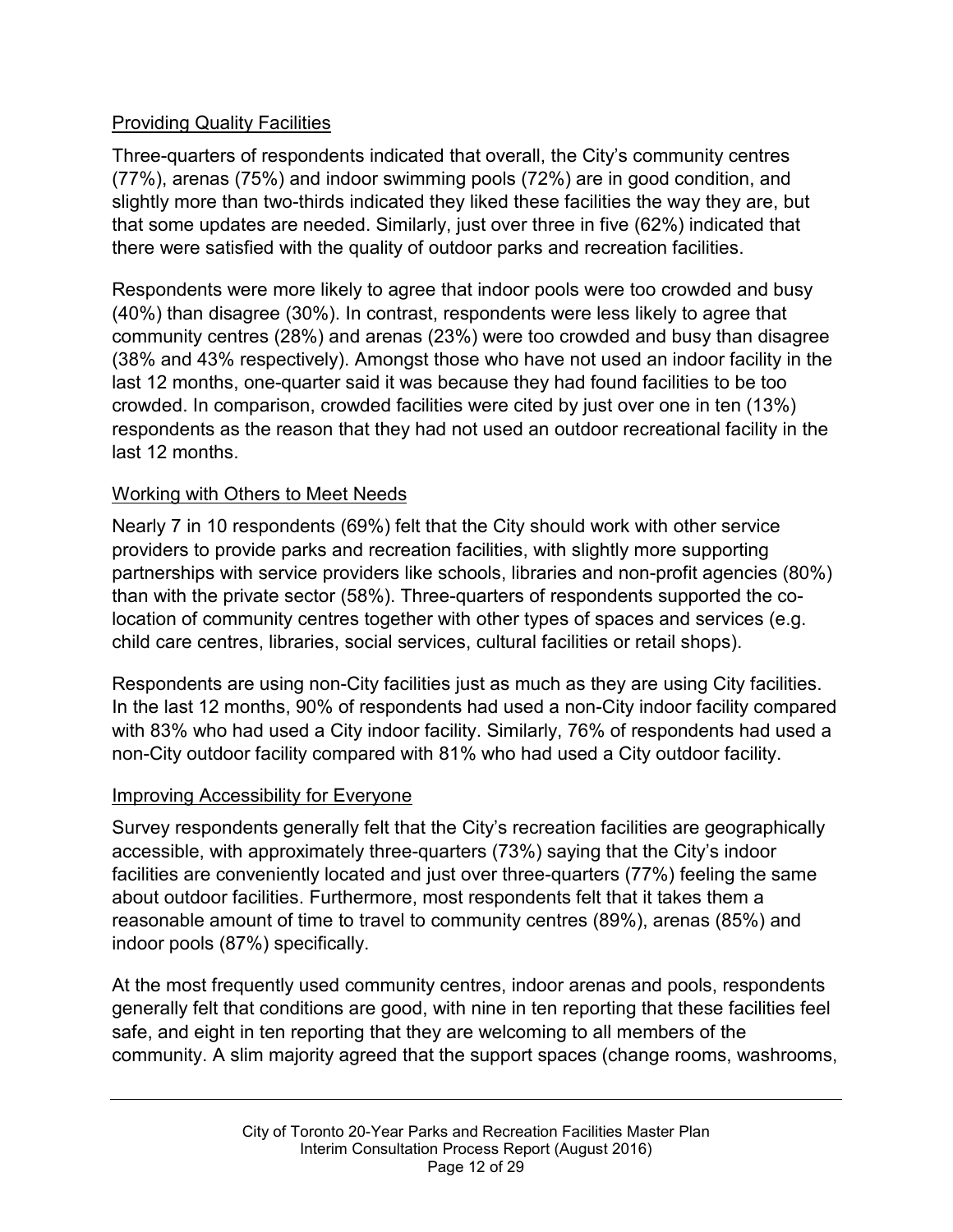### Providing Quality Facilities

Three-quarters of respondents indicated that overall, the City's community centres (77%), arenas (75%) and indoor swimming pools (72%) are in good condition, and slightly more than two-thirds indicated they liked these facilities the way they are, but that some updates are needed. Similarly, just over three in five (62%) indicated that there were satisfied with the quality of outdoor parks and recreation facilities.

Respondents were more likely to agree that indoor pools were too crowded and busy (40%) than disagree (30%). In contrast, respondents were less likely to agree that community centres (28%) and arenas (23%) were too crowded and busy than disagree (38% and 43% respectively). Amongst those who have not used an indoor facility in the last 12 months, one-quarter said it was because they had found facilities to be too crowded. In comparison, crowded facilities were cited by just over one in ten (13%) respondents as the reason that they had not used an outdoor recreational facility in the last 12 months.

### Working with Others to Meet Needs

Nearly 7 in 10 respondents (69%) felt that the City should work with other service providers to provide parks and recreation facilities, with slightly more supporting partnerships with service providers like schools, libraries and non-profit agencies (80%) than with the private sector (58%). Three-quarters of respondents supported the co-location of community centres together with other types of spaces and services (e.g. child care centres, libraries, social services, cultural facilities or retail shops).

Respondents are using non-City facilities just as much as they are using City facilities. In the last 12 months, 90% of respondents had used a non-City indoor facility compared with 83% who had used a City indoor facility. Similarly, 76% of respondents had used a non-City outdoor facility compared with 81% who had used a City outdoor facility.

### Improving Accessibility for Everyone

Survey respondents generally felt that the City's recreation facilities are geographically accessible, with approximately three-quarters (73%) saying that the City's indoor facilities are conveniently located and just over three-quarters (77%) feeling the same about outdoor facilities. Furthermore, most respondents felt that it takes them a reasonable amount of time to travel to community centres (89%), arenas (85%) and indoor pools (87%) specifically.

At the most frequently used community centres, indoor arenas and pools, respondents generally felt that conditions are good, with nine in ten reporting that these facilities feel safe, and eight in ten reporting that they are welcoming to all members of the community. A slim majority agreed that the support spaces (change rooms, washrooms,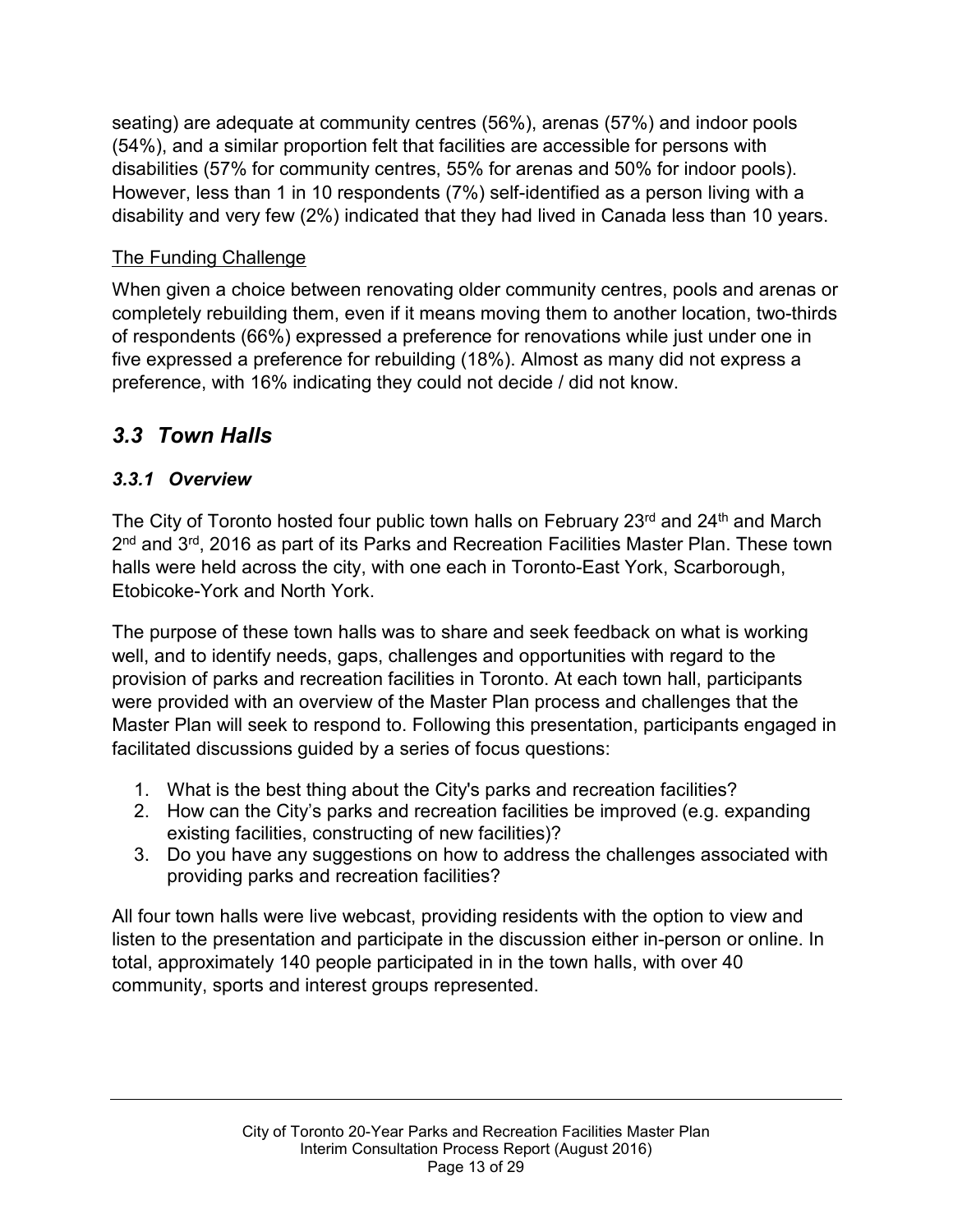seating) are adequate at community centres (56%), arenas (57%) and indoor pools (54%), and a similar proportion felt that facilities are accessible for persons with disabilities (57% for community centres, 55% for arenas and 50% for indoor pools). However, less than 1 in 10 respondents (7%) self-identified as a person living with a disability and very few (2%) indicated that they had lived in Canada less than 10 years.

The Funding Challenge

When given a choice between renovating older community centres, pools and arenas or completely rebuilding them, even if it means moving them to another location, two-thirds of respondents (66%) expressed a preference for renovations while just under one in five expressed a preference for rebuilding (18%). Almost as many did not express a preference, with 16% indicating they could not decide / did not know.

## *3.3 Town Halls*

### *3.3.1 Overview*

The City of Toronto hosted four public town halls on February 23rd and 24th and March 2nd and 3rd, 2016 as part of its Parks and Recreation Facilities Master Plan. These town halls were held across the city, with one each in Toronto-East York, Scarborough, Etobicoke-York and North York.

The purpose of these town halls was to share and seek feedback on what is working well, and to identify needs, gaps, challenges and opportunities with regard to the provision of parks and recreation facilities in Toronto. At each town hall, participants were provided with an overview of the Master Plan process and challenges that the Master Plan will seek to respond to. Following this presentation, participants engaged in facilitated discussions guided by a series of focus questions:

1. What is the best thing about the City's parks and recreation facilities?
2. How can the City's parks and recreation facilities be improved (e.g. expanding existing facilities, constructing of new facilities)?
3. Do you have any suggestions on how to address the challenges associated with providing parks and recreation facilities?

All four town halls were live webcast, providing residents with the option to view and listen to the presentation and participate in the discussion either in-person or online. In total, approximately 140 people participated in in the town halls, with over 40 community, sports and interest groups represented.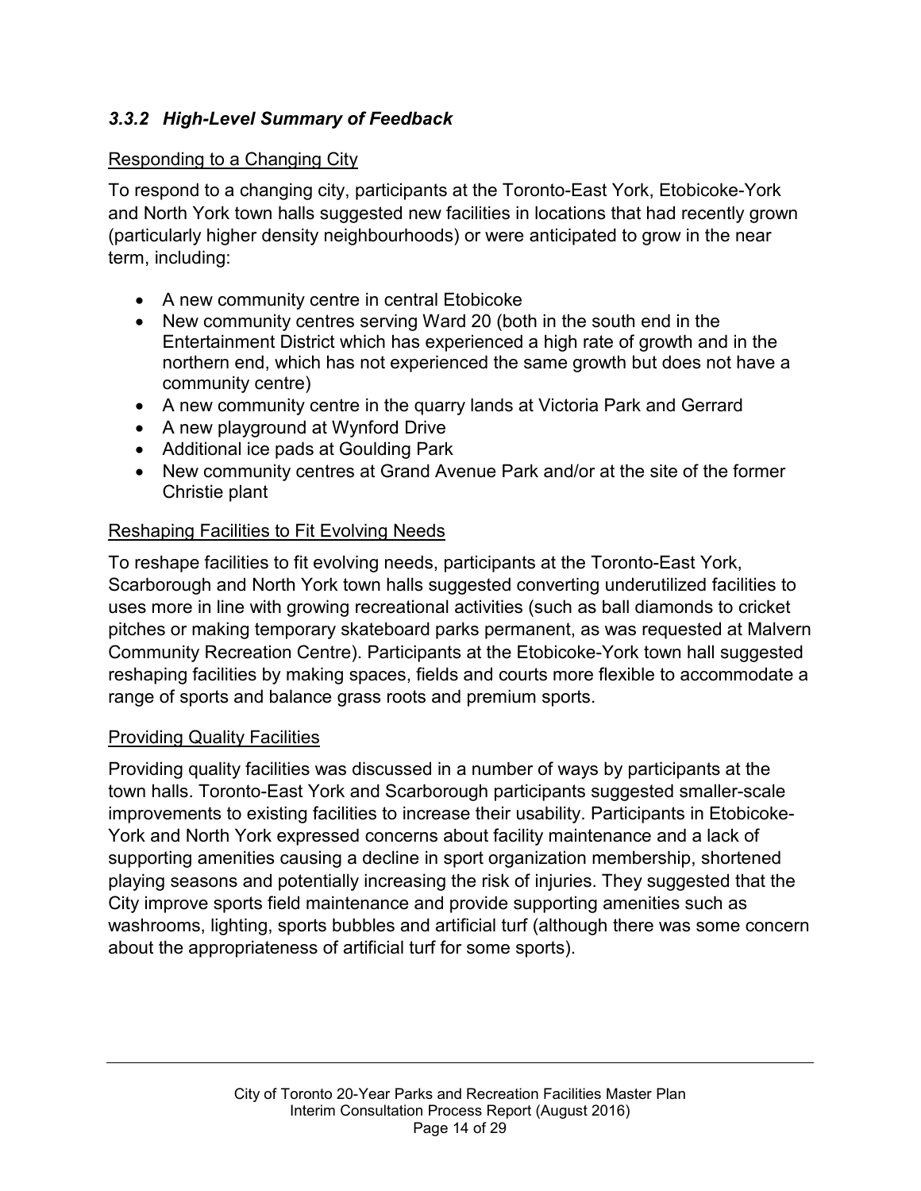### *3.3.2 High-Level Summary of Feedback*

<u>Responding to a Changing City</u>

To respond to a changing city, participants at the Toronto-East York, Etobicoke-York and North York town halls suggested new facilities in locations that had recently grown (particularly higher density neighbourhoods) or were anticipated to grow in the near term, including:

- A new community centre in central Etobicoke
- New community centres serving Ward 20 (both in the south end in the Entertainment District which has experienced a high rate of growth and in the northern end, which has not experienced the same growth but does not have a community centre)
- A new community centre in the quarry lands at Victoria Park and Gerrard
- A new playground at Wynford Drive
- Additional ice pads at Goulding Park
- New community centres at Grand Avenue Park and/or at the site of the former Christie plant

<u>Reshaping Facilities to Fit Evolving Needs</u>

To reshape facilities to fit evolving needs, participants at the Toronto-East York, Scarborough and North York town halls suggested converting underutilized facilities to uses more in line with growing recreational activities (such as ball diamonds to cricket pitches or making temporary skateboard parks permanent, as was requested at Malvern Community Recreation Centre). Participants at the Etobicoke-York town hall suggested reshaping facilities by making spaces, fields and courts more flexible to accommodate a range of sports and balance grass roots and premium sports.

<u>Providing Quality Facilities</u>

Providing quality facilities was discussed in a number of ways by participants at the town halls. Toronto-East York and Scarborough participants suggested smaller-scale improvements to existing facilities to increase their usability. Participants in Etobicoke-York and North York expressed concerns about facility maintenance and a lack of supporting amenities causing a decline in sport organization membership, shortened playing seasons and potentially increasing the risk of injuries. They suggested that the City improve sports field maintenance and provide supporting amenities such as washrooms, lighting, sports bubbles and artificial turf (although there was some concern about the appropriateness of artificial turf for some sports).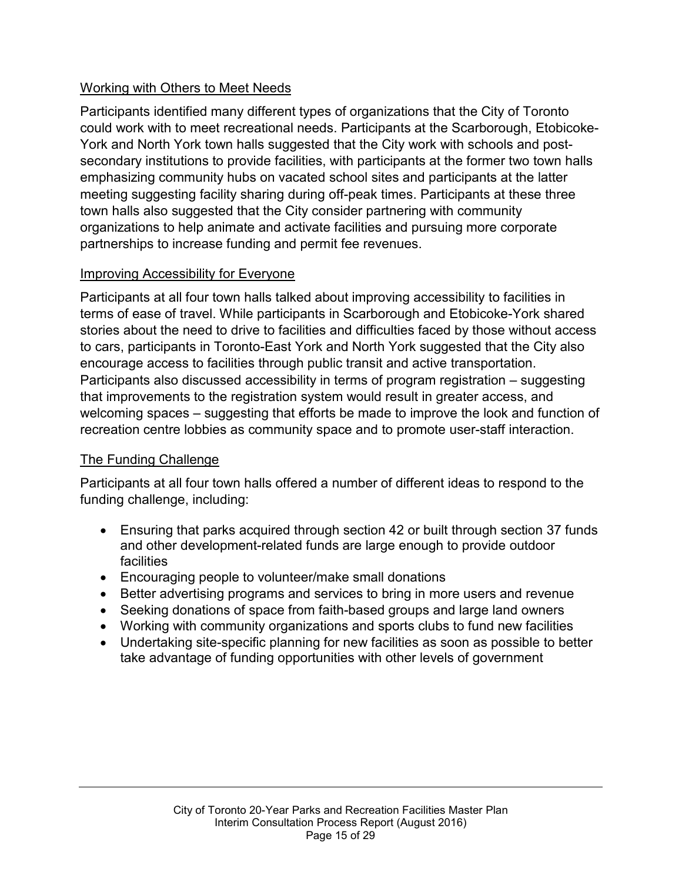### Working with Others to Meet Needs

Participants identified many different types of organizations that the City of Toronto could work with to meet recreational needs. Participants at the Scarborough, Etobicoke-York and North York town halls suggested that the City work with schools and post-secondary institutions to provide facilities, with participants at the former two town halls emphasizing community hubs on vacated school sites and participants at the latter meeting suggesting facility sharing during off-peak times. Participants at these three town halls also suggested that the City consider partnering with community organizations to help animate and activate facilities and pursuing more corporate partnerships to increase funding and permit fee revenues.

### Improving Accessibility for Everyone

Participants at all four town halls talked about improving accessibility to facilities in terms of ease of travel. While participants in Scarborough and Etobicoke-York shared stories about the need to drive to facilities and difficulties faced by those without access to cars, participants in Toronto-East York and North York suggested that the City also encourage access to facilities through public transit and active transportation. Participants also discussed accessibility in terms of program registration – suggesting that improvements to the registration system would result in greater access, and welcoming spaces – suggesting that efforts be made to improve the look and function of recreation centre lobbies as community space and to promote user-staff interaction.

### The Funding Challenge

Participants at all four town halls offered a number of different ideas to respond to the funding challenge, including:

- Ensuring that parks acquired through section 42 or built through section 37 funds and other development-related funds are large enough to provide outdoor facilities
- Encouraging people to volunteer/make small donations
- Better advertising programs and services to bring in more users and revenue
- Seeking donations of space from faith-based groups and large land owners
- Working with community organizations and sports clubs to fund new facilities
- Undertaking site-specific planning for new facilities as soon as possible to better take advantage of funding opportunities with other levels of government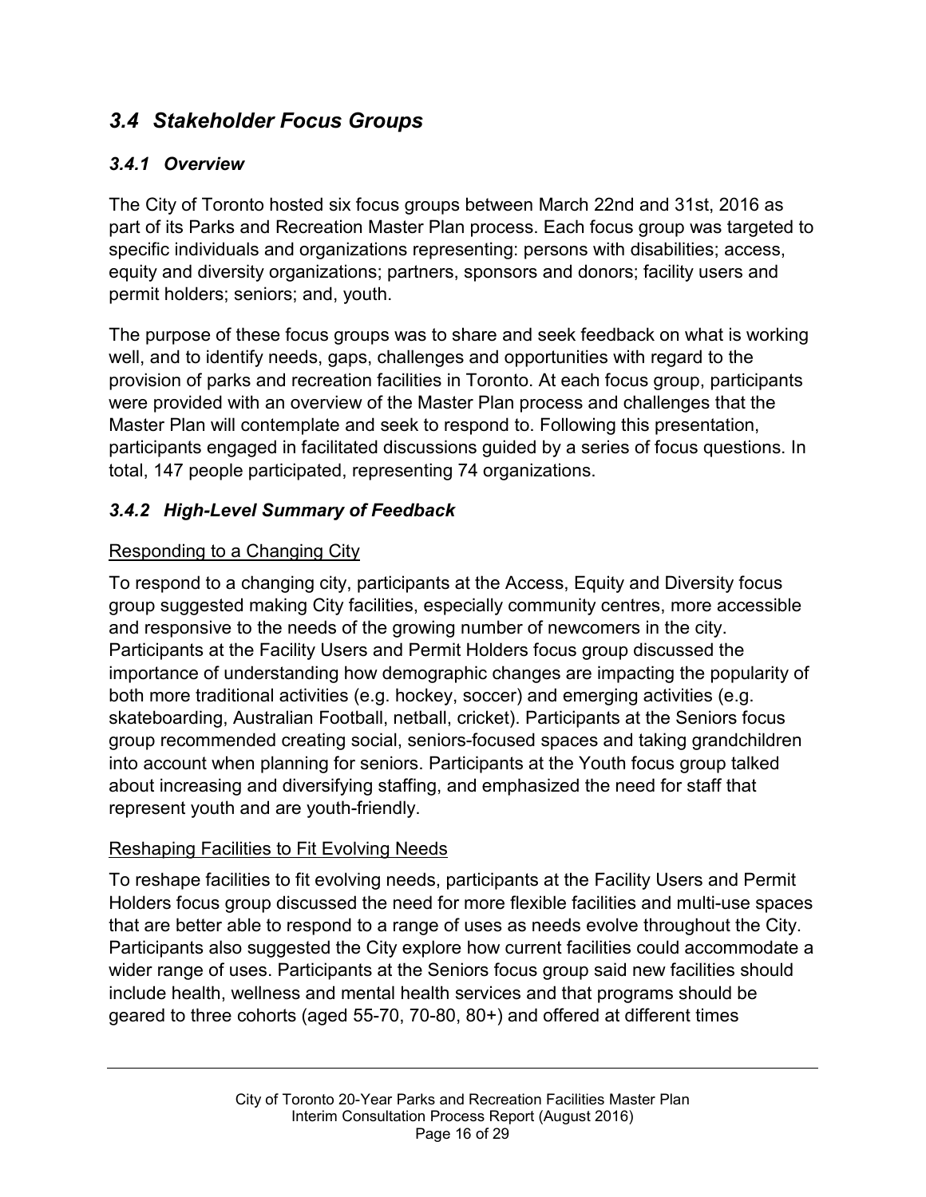## *3.4 Stakeholder Focus Groups*

### *3.4.1 Overview*

The City of Toronto hosted six focus groups between March 22nd and 31st, 2016 as part of its Parks and Recreation Master Plan process. Each focus group was targeted to specific individuals and organizations representing: persons with disabilities; access, equity and diversity organizations; partners, sponsors and donors; facility users and permit holders; seniors; and, youth.

The purpose of these focus groups was to share and seek feedback on what is working well, and to identify needs, gaps, challenges and opportunities with regard to the provision of parks and recreation facilities in Toronto. At each focus group, participants were provided with an overview of the Master Plan process and challenges that the Master Plan will contemplate and seek to respond to. Following this presentation, participants engaged in facilitated discussions guided by a series of focus questions. In total, 147 people participated, representing 74 organizations.

### *3.4.2 High-Level Summary of Feedback*

<u>Responding to a Changing City</u>

To respond to a changing city, participants at the Access, Equity and Diversity focus group suggested making City facilities, especially community centres, more accessible and responsive to the needs of the growing number of newcomers in the city. Participants at the Facility Users and Permit Holders focus group discussed the importance of understanding how demographic changes are impacting the popularity of both more traditional activities (e.g. hockey, soccer) and emerging activities (e.g. skateboarding, Australian Football, netball, cricket). Participants at the Seniors focus group recommended creating social, seniors-focused spaces and taking grandchildren into account when planning for seniors. Participants at the Youth focus group talked about increasing and diversifying staffing, and emphasized the need for staff that represent youth and are youth-friendly.

<u>Reshaping Facilities to Fit Evolving Needs</u>

To reshape facilities to fit evolving needs, participants at the Facility Users and Permit Holders focus group discussed the need for more flexible facilities and multi-use spaces that are better able to respond to a range of uses as needs evolve throughout the City. Participants also suggested the City explore how current facilities could accommodate a wider range of uses. Participants at the Seniors focus group said new facilities should include health, wellness and mental health services and that programs should be geared to three cohorts (aged 55-70, 70-80, 80+) and offered at different times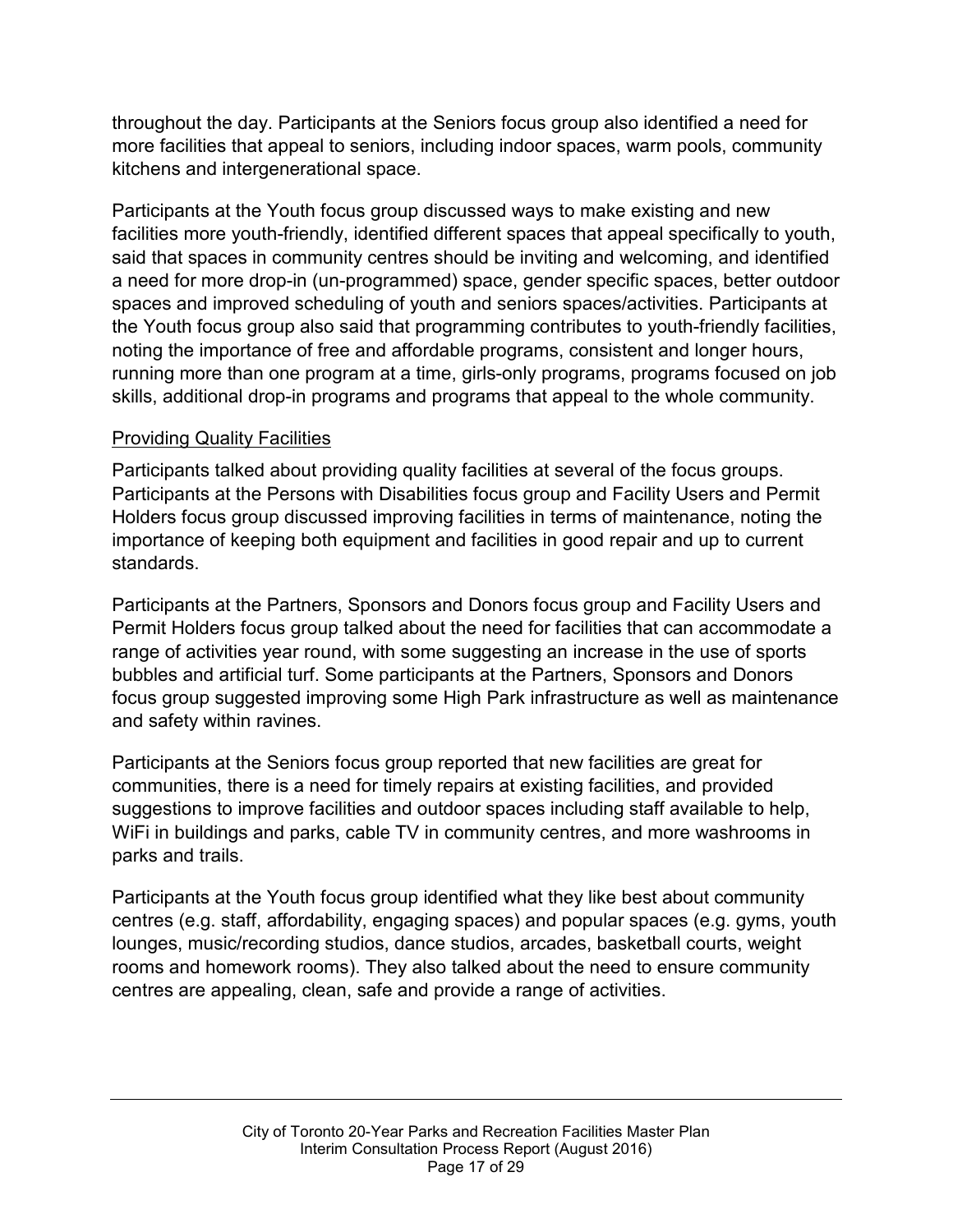throughout the day. Participants at the Seniors focus group also identified a need for more facilities that appeal to seniors, including indoor spaces, warm pools, community kitchens and intergenerational space.

Participants at the Youth focus group discussed ways to make existing and new facilities more youth-friendly, identified different spaces that appeal specifically to youth, said that spaces in community centres should be inviting and welcoming, and identified a need for more drop-in (un-programmed) space, gender specific spaces, better outdoor spaces and improved scheduling of youth and seniors spaces/activities. Participants at the Youth focus group also said that programming contributes to youth-friendly facilities, noting the importance of free and affordable programs, consistent and longer hours, running more than one program at a time, girls-only programs, programs focused on job skills, additional drop-in programs and programs that appeal to the whole community.

#### Providing Quality Facilities

Participants talked about providing quality facilities at several of the focus groups. Participants at the Persons with Disabilities focus group and Facility Users and Permit Holders focus group discussed improving facilities in terms of maintenance, noting the importance of keeping both equipment and facilities in good repair and up to current standards.

Participants at the Partners, Sponsors and Donors focus group and Facility Users and Permit Holders focus group talked about the need for facilities that can accommodate a range of activities year round, with some suggesting an increase in the use of sports bubbles and artificial turf. Some participants at the Partners, Sponsors and Donors focus group suggested improving some High Park infrastructure as well as maintenance and safety within ravines.

Participants at the Seniors focus group reported that new facilities are great for communities, there is a need for timely repairs at existing facilities, and provided suggestions to improve facilities and outdoor spaces including staff available to help, WiFi in buildings and parks, cable TV in community centres, and more washrooms in parks and trails.

Participants at the Youth focus group identified what they like best about community centres (e.g. staff, affordability, engaging spaces) and popular spaces (e.g. gyms, youth lounges, music/recording studios, dance studios, arcades, basketball courts, weight rooms and homework rooms). They also talked about the need to ensure community centres are appealing, clean, safe and provide a range of activities.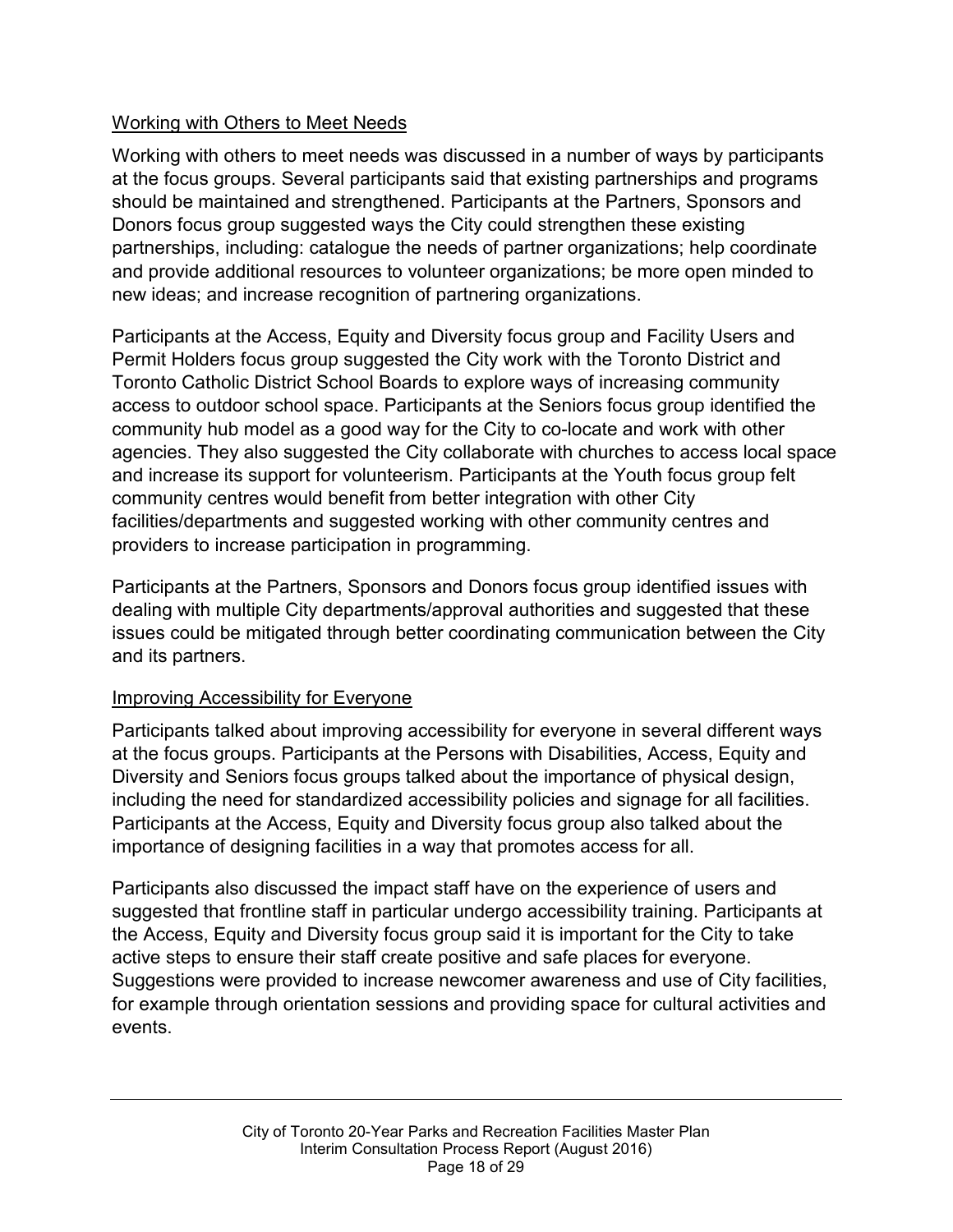## Working with Others to Meet Needs

Working with others to meet needs was discussed in a number of ways by participants at the focus groups. Several participants said that existing partnerships and programs should be maintained and strengthened. Participants at the Partners, Sponsors and Donors focus group suggested ways the City could strengthen these existing partnerships, including: catalogue the needs of partner organizations; help coordinate and provide additional resources to volunteer organizations; be more open minded to new ideas; and increase recognition of partnering organizations.

Participants at the Access, Equity and Diversity focus group and Facility Users and Permit Holders focus group suggested the City work with the Toronto District and Toronto Catholic District School Boards to explore ways of increasing community access to outdoor school space. Participants at the Seniors focus group identified the community hub model as a good way for the City to co-locate and work with other agencies. They also suggested the City collaborate with churches to access local space and increase its support for volunteerism. Participants at the Youth focus group felt community centres would benefit from better integration with other City facilities/departments and suggested working with other community centres and providers to increase participation in programming.

Participants at the Partners, Sponsors and Donors focus group identified issues with dealing with multiple City departments/approval authorities and suggested that these issues could be mitigated through better coordinating communication between the City and its partners.

## Improving Accessibility for Everyone

Participants talked about improving accessibility for everyone in several different ways at the focus groups. Participants at the Persons with Disabilities, Access, Equity and Diversity and Seniors focus groups talked about the importance of physical design, including the need for standardized accessibility policies and signage for all facilities. Participants at the Access, Equity and Diversity focus group also talked about the importance of designing facilities in a way that promotes access for all.

Participants also discussed the impact staff have on the experience of users and suggested that frontline staff in particular undergo accessibility training. Participants at the Access, Equity and Diversity focus group said it is important for the City to take active steps to ensure their staff create positive and safe places for everyone. Suggestions were provided to increase newcomer awareness and use of City facilities, for example through orientation sessions and providing space for cultural activities and events.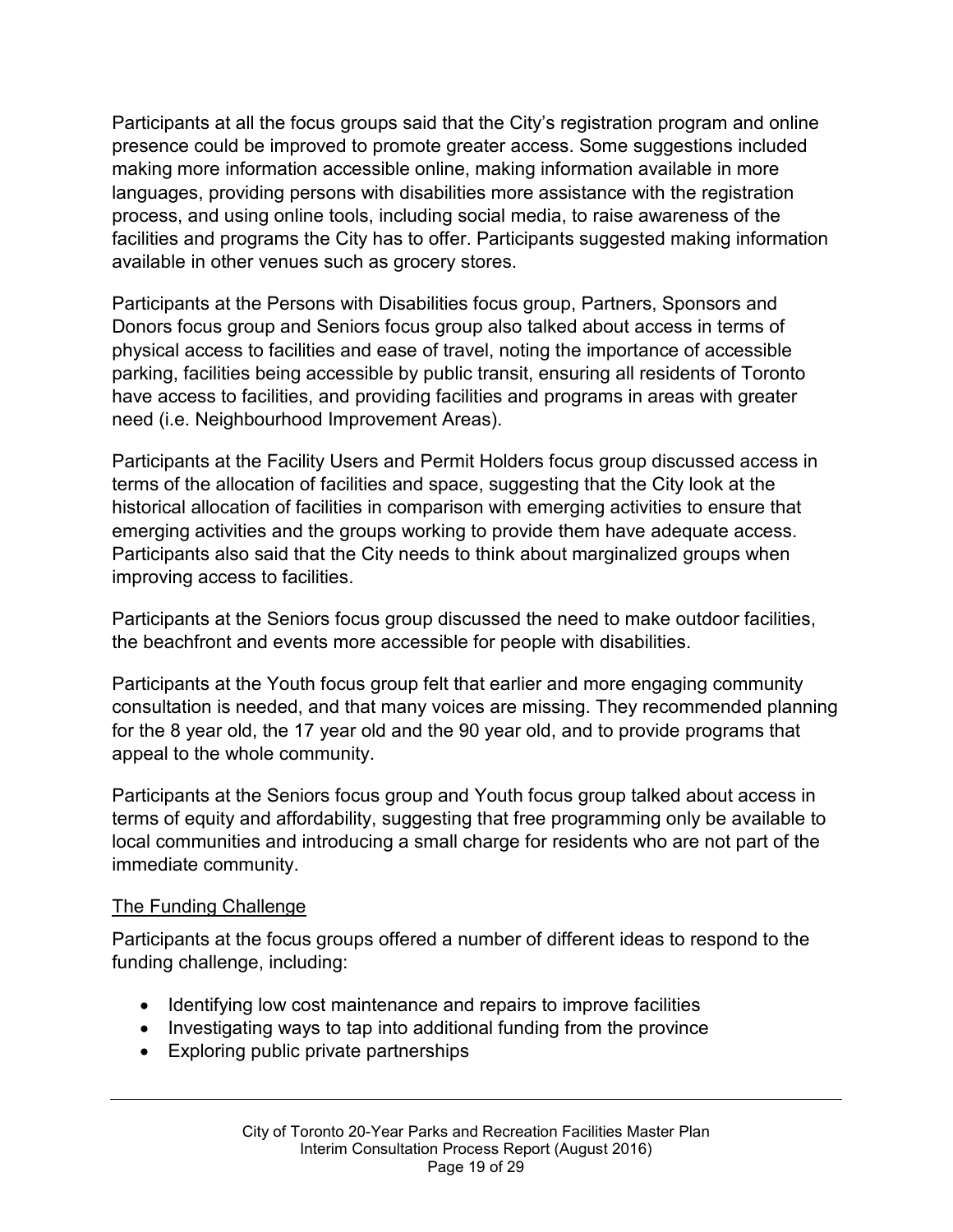Participants at all the focus groups said that the City's registration program and online presence could be improved to promote greater access. Some suggestions included making more information accessible online, making information available in more languages, providing persons with disabilities more assistance with the registration process, and using online tools, including social media, to raise awareness of the facilities and programs the City has to offer. Participants suggested making information available in other venues such as grocery stores.

Participants at the Persons with Disabilities focus group, Partners, Sponsors and Donors focus group and Seniors focus group also talked about access in terms of physical access to facilities and ease of travel, noting the importance of accessible parking, facilities being accessible by public transit, ensuring all residents of Toronto have access to facilities, and providing facilities and programs in areas with greater need (i.e. Neighbourhood Improvement Areas).

Participants at the Facility Users and Permit Holders focus group discussed access in terms of the allocation of facilities and space, suggesting that the City look at the historical allocation of facilities in comparison with emerging activities to ensure that emerging activities and the groups working to provide them have adequate access. Participants also said that the City needs to think about marginalized groups when improving access to facilities.

Participants at the Seniors focus group discussed the need to make outdoor facilities, the beachfront and events more accessible for people with disabilities.

Participants at the Youth focus group felt that earlier and more engaging community consultation is needed, and that many voices are missing. They recommended planning for the 8 year old, the 17 year old and the 90 year old, and to provide programs that appeal to the whole community.

Participants at the Seniors focus group and Youth focus group talked about access in terms of equity and affordability, suggesting that free programming only be available to local communities and introducing a small charge for residents who are not part of the immediate community.

### The Funding Challenge

Participants at the focus groups offered a number of different ideas to respond to the funding challenge, including:

- Identifying low cost maintenance and repairs to improve facilities
- Investigating ways to tap into additional funding from the province
- Exploring public private partnerships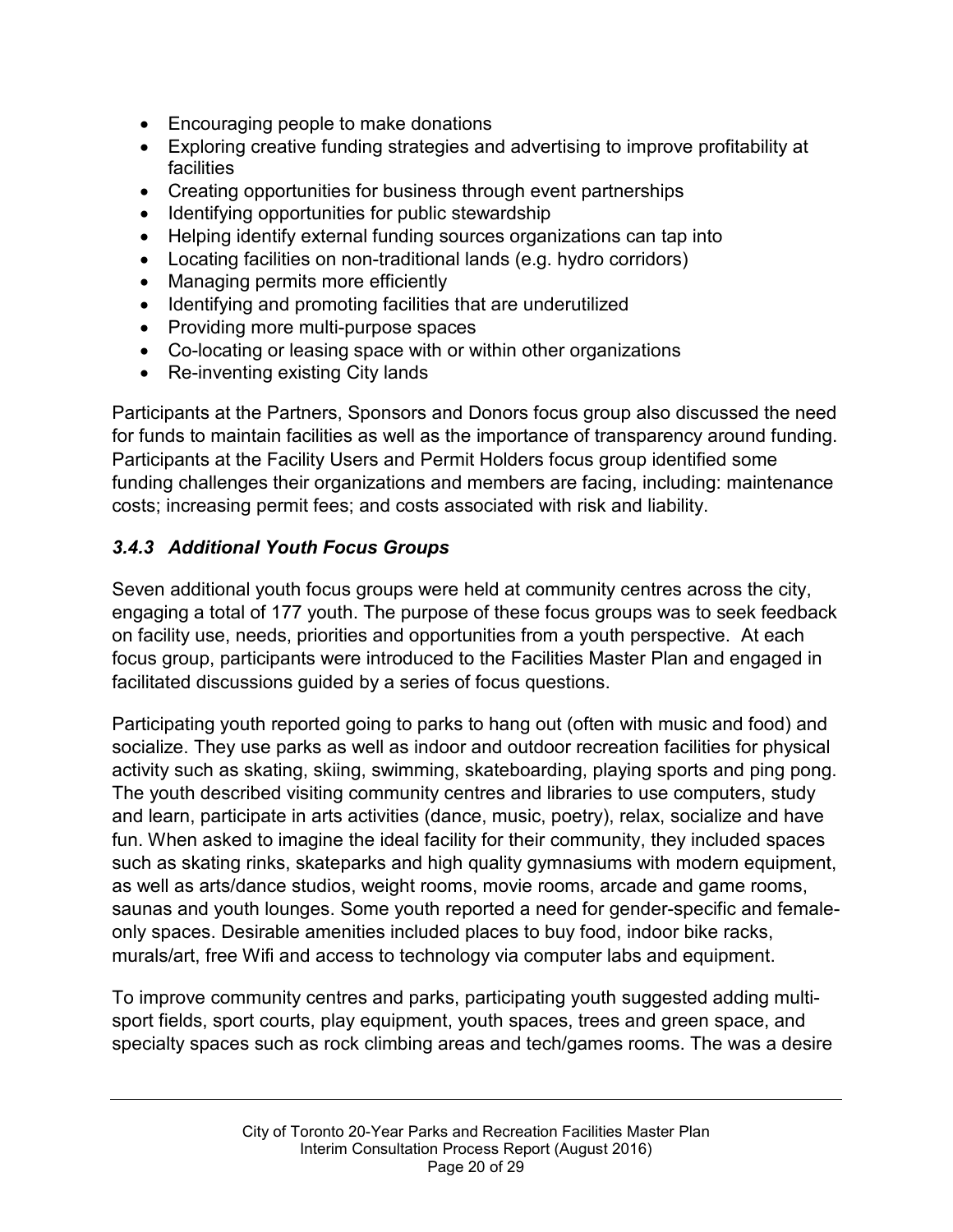- Encouraging people to make donations
- Exploring creative funding strategies and advertising to improve profitability at facilities
- Creating opportunities for business through event partnerships
- Identifying opportunities for public stewardship
- Helping identify external funding sources organizations can tap into
- Locating facilities on non-traditional lands (e.g. hydro corridors)
- Managing permits more efficiently
- Identifying and promoting facilities that are underutilized
- Providing more multi-purpose spaces
- Co-locating or leasing space with or within other organizations
- Re-inventing existing City lands

Participants at the Partners, Sponsors and Donors focus group also discussed the need for funds to maintain facilities as well as the importance of transparency around funding. Participants at the Facility Users and Permit Holders focus group identified some funding challenges their organizations and members are facing, including: maintenance costs; increasing permit fees; and costs associated with risk and liability.

### *3.4.3 Additional Youth Focus Groups*

Seven additional youth focus groups were held at community centres across the city, engaging a total of 177 youth. The purpose of these focus groups was to seek feedback on facility use, needs, priorities and opportunities from a youth perspective. At each focus group, participants were introduced to the Facilities Master Plan and engaged in facilitated discussions guided by a series of focus questions.

Participating youth reported going to parks to hang out (often with music and food) and socialize. They use parks as well as indoor and outdoor recreation facilities for physical activity such as skating, skiing, swimming, skateboarding, playing sports and ping pong. The youth described visiting community centres and libraries to use computers, study and learn, participate in arts activities (dance, music, poetry), relax, socialize and have fun. When asked to imagine the ideal facility for their community, they included spaces such as skating rinks, skateparks and high quality gymnasiums with modern equipment, as well as arts/dance studios, weight rooms, movie rooms, arcade and game rooms, saunas and youth lounges. Some youth reported a need for gender-specific and female-only spaces. Desirable amenities included places to buy food, indoor bike racks, murals/art, free Wifi and access to technology via computer labs and equipment.

To improve community centres and parks, participating youth suggested adding multi-sport fields, sport courts, play equipment, youth spaces, trees and green space, and specialty spaces such as rock climbing areas and tech/games rooms. The was a desire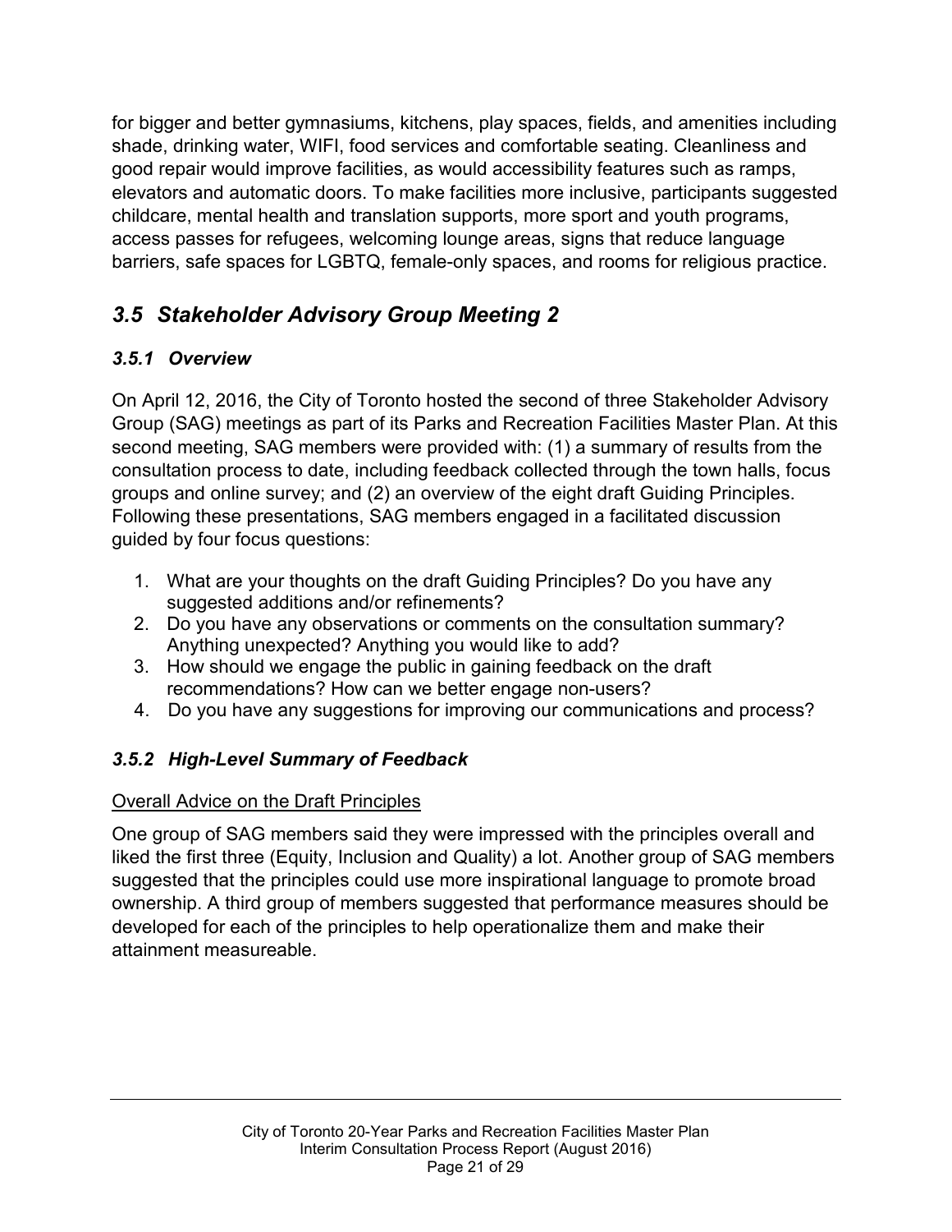for bigger and better gymnasiums, kitchens, play spaces, fields, and amenities including shade, drinking water, WIFI, food services and comfortable seating. Cleanliness and good repair would improve facilities, as would accessibility features such as ramps, elevators and automatic doors. To make facilities more inclusive, participants suggested childcare, mental health and translation supports, more sport and youth programs, access passes for refugees, welcoming lounge areas, signs that reduce language barriers, safe spaces for LGBTQ, female-only spaces, and rooms for religious practice.

## *3.5 Stakeholder Advisory Group Meeting 2*

### *3.5.1 Overview*

On April 12, 2016, the City of Toronto hosted the second of three Stakeholder Advisory Group (SAG) meetings as part of its Parks and Recreation Facilities Master Plan. At this second meeting, SAG members were provided with: (1) a summary of results from the consultation process to date, including feedback collected through the town halls, focus groups and online survey; and (2) an overview of the eight draft Guiding Principles. Following these presentations, SAG members engaged in a facilitated discussion guided by four focus questions:

1. What are your thoughts on the draft Guiding Principles? Do you have any suggested additions and/or refinements?
2. Do you have any observations or comments on the consultation summary? Anything unexpected? Anything you would like to add?
3. How should we engage the public in gaining feedback on the draft recommendations? How can we better engage non-users?
4. Do you have any suggestions for improving our communications and process?

### *3.5.2 High-Level Summary of Feedback*

<u>Overall Advice on the Draft Principles</u>

One group of SAG members said they were impressed with the principles overall and liked the first three (Equity, Inclusion and Quality) a lot. Another group of SAG members suggested that the principles could use more inspirational language to promote broad ownership. A third group of members suggested that performance measures should be developed for each of the principles to help operationalize them and make their attainment measureable.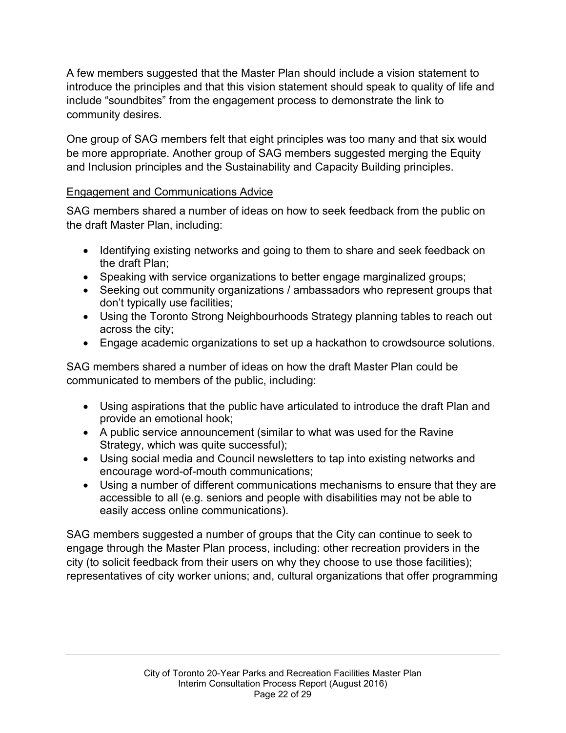A few members suggested that the Master Plan should include a vision statement to introduce the principles and that this vision statement should speak to quality of life and include "soundbites" from the engagement process to demonstrate the link to community desires.

One group of SAG members felt that eight principles was too many and that six would be more appropriate. Another group of SAG members suggested merging the Equity and Inclusion principles and the Sustainability and Capacity Building principles.

<u>Engagement and Communications Advice</u>

SAG members shared a number of ideas on how to seek feedback from the public on the draft Master Plan, including:

- Identifying existing networks and going to them to share and seek feedback on the draft Plan;
- Speaking with service organizations to better engage marginalized groups;
- Seeking out community organizations / ambassadors who represent groups that don't typically use facilities;
- Using the Toronto Strong Neighbourhoods Strategy planning tables to reach out across the city;
- Engage academic organizations to set up a hackathon to crowdsource solutions.

SAG members shared a number of ideas on how the draft Master Plan could be communicated to members of the public, including:

- Using aspirations that the public have articulated to introduce the draft Plan and provide an emotional hook;
- A public service announcement (similar to what was used for the Ravine Strategy, which was quite successful);
- Using social media and Council newsletters to tap into existing networks and encourage word-of-mouth communications;
- Using a number of different communications mechanisms to ensure that they are accessible to all (e.g. seniors and people with disabilities may not be able to easily access online communications).

SAG members suggested a number of groups that the City can continue to seek to engage through the Master Plan process, including: other recreation providers in the city (to solicit feedback from their users on why they choose to use those facilities); representatives of city worker unions; and, cultural organizations that offer programming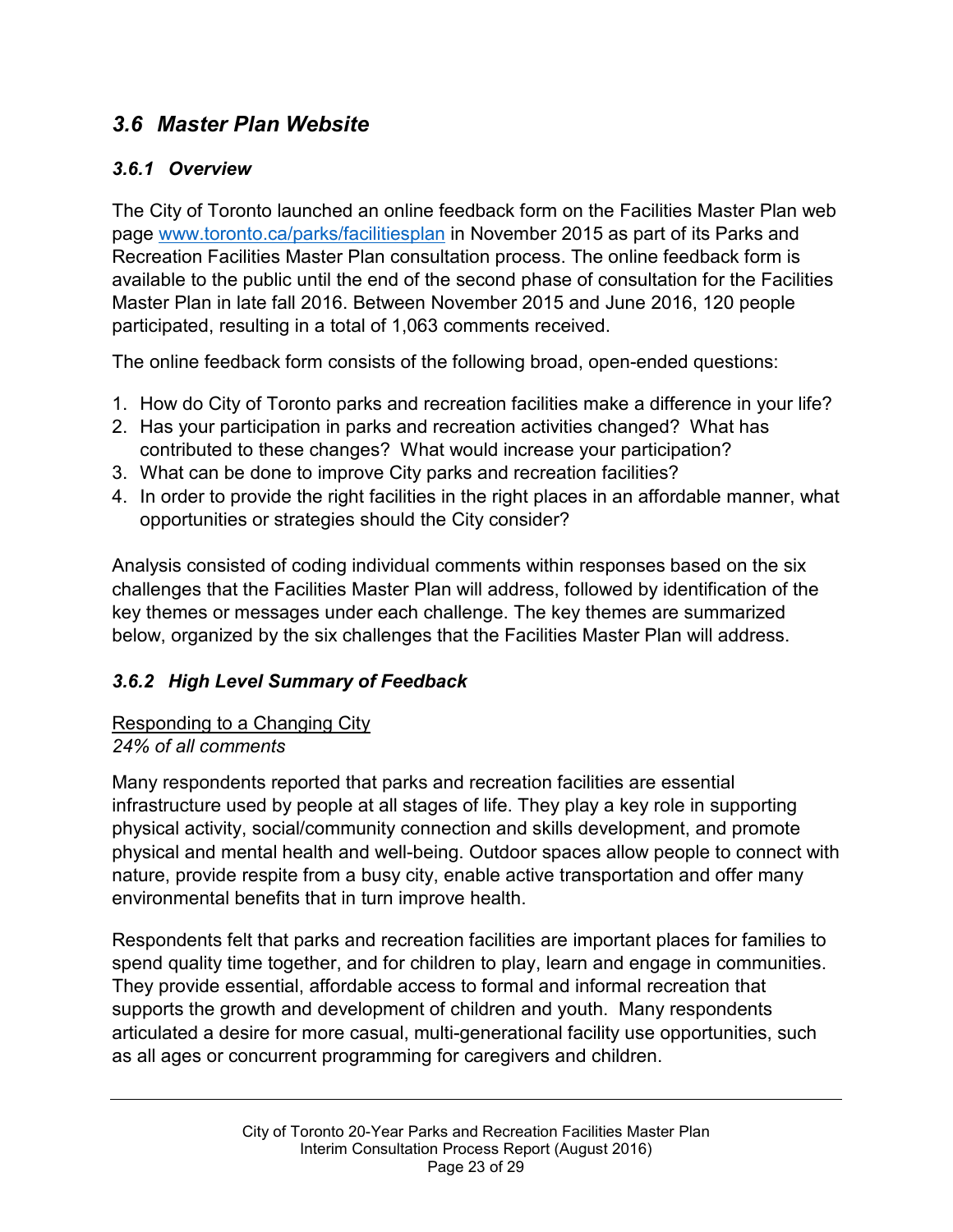## *3.6 Master Plan Website*

### *3.6.1 Overview*

The City of Toronto launched an online feedback form on the Facilities Master Plan web page [www.toronto.ca/parks/facilitiesplan](www.toronto.ca/parks/facilitiesplan) in November 2015 as part of its Parks and Recreation Facilities Master Plan consultation process. The online feedback form is available to the public until the end of the second phase of consultation for the Facilities Master Plan in late fall 2016. Between November 2015 and June 2016, 120 people participated, resulting in a total of 1,063 comments received.

The online feedback form consists of the following broad, open-ended questions:

1. How do City of Toronto parks and recreation facilities make a difference in your life?
2. Has your participation in parks and recreation activities changed? What has contributed to these changes? What would increase your participation?
3. What can be done to improve City parks and recreation facilities?
4. In order to provide the right facilities in the right places in an affordable manner, what opportunities or strategies should the City consider?

Analysis consisted of coding individual comments within responses based on the six challenges that the Facilities Master Plan will address, followed by identification of the key themes or messages under each challenge. The key themes are summarized below, organized by the six challenges that the Facilities Master Plan will address.

### *3.6.2 High Level Summary of Feedback*

<u>Responding to a Changing City</u>
*24% of all comments*

Many respondents reported that parks and recreation facilities are essential infrastructure used by people at all stages of life. They play a key role in supporting physical activity, social/community connection and skills development, and promote physical and mental health and well-being. Outdoor spaces allow people to connect with nature, provide respite from a busy city, enable active transportation and offer many environmental benefits that in turn improve health.

Respondents felt that parks and recreation facilities are important places for families to spend quality time together, and for children to play, learn and engage in communities. They provide essential, affordable access to formal and informal recreation that supports the growth and development of children and youth. Many respondents articulated a desire for more casual, multi-generational facility use opportunities, such as all ages or concurrent programming for caregivers and children.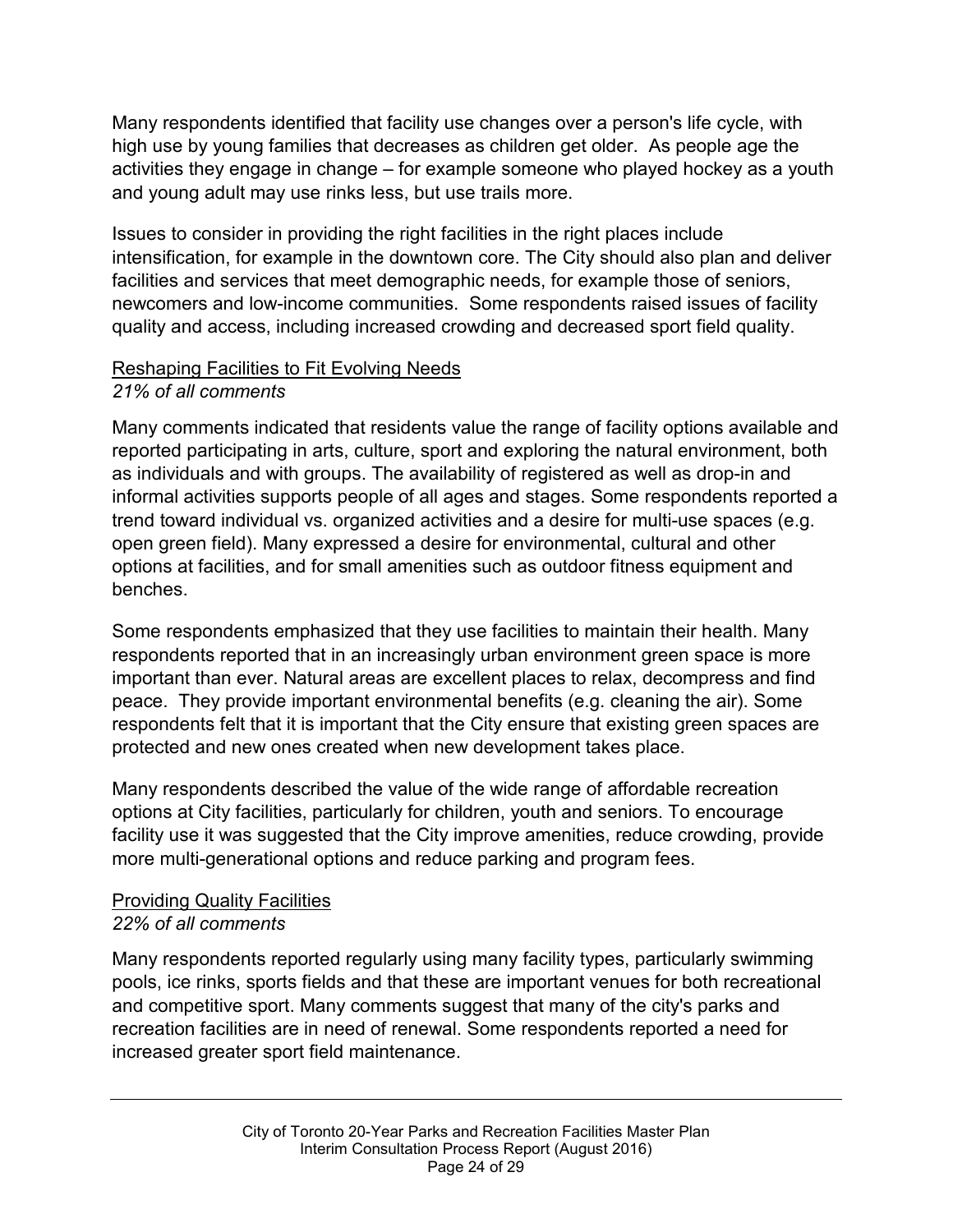Many respondents identified that facility use changes over a person's life cycle, with high use by young families that decreases as children get older. As people age the activities they engage in change – for example someone who played hockey as a youth and young adult may use rinks less, but use trails more.

Issues to consider in providing the right facilities in the right places include intensification, for example in the downtown core. The City should also plan and deliver facilities and services that meet demographic needs, for example those of seniors, newcomers and low-income communities. Some respondents raised issues of facility quality and access, including increased crowding and decreased sport field quality.

<u>Reshaping Facilities to Fit Evolving Needs</u>
*21% of all comments*

Many comments indicated that residents value the range of facility options available and reported participating in arts, culture, sport and exploring the natural environment, both as individuals and with groups. The availability of registered as well as drop-in and informal activities supports people of all ages and stages. Some respondents reported a trend toward individual vs. organized activities and a desire for multi-use spaces (e.g. open green field). Many expressed a desire for environmental, cultural and other options at facilities, and for small amenities such as outdoor fitness equipment and benches.

Some respondents emphasized that they use facilities to maintain their health. Many respondents reported that in an increasingly urban environment green space is more important than ever. Natural areas are excellent places to relax, decompress and find peace. They provide important environmental benefits (e.g. cleaning the air). Some respondents felt that it is important that the City ensure that existing green spaces are protected and new ones created when new development takes place.

Many respondents described the value of the wide range of affordable recreation options at City facilities, particularly for children, youth and seniors. To encourage facility use it was suggested that the City improve amenities, reduce crowding, provide more multi-generational options and reduce parking and program fees.

<u>Providing Quality Facilities</u>
*22% of all comments*

Many respondents reported regularly using many facility types, particularly swimming pools, ice rinks, sports fields and that these are important venues for both recreational and competitive sport. Many comments suggest that many of the city's parks and recreation facilities are in need of renewal. Some respondents reported a need for increased greater sport field maintenance.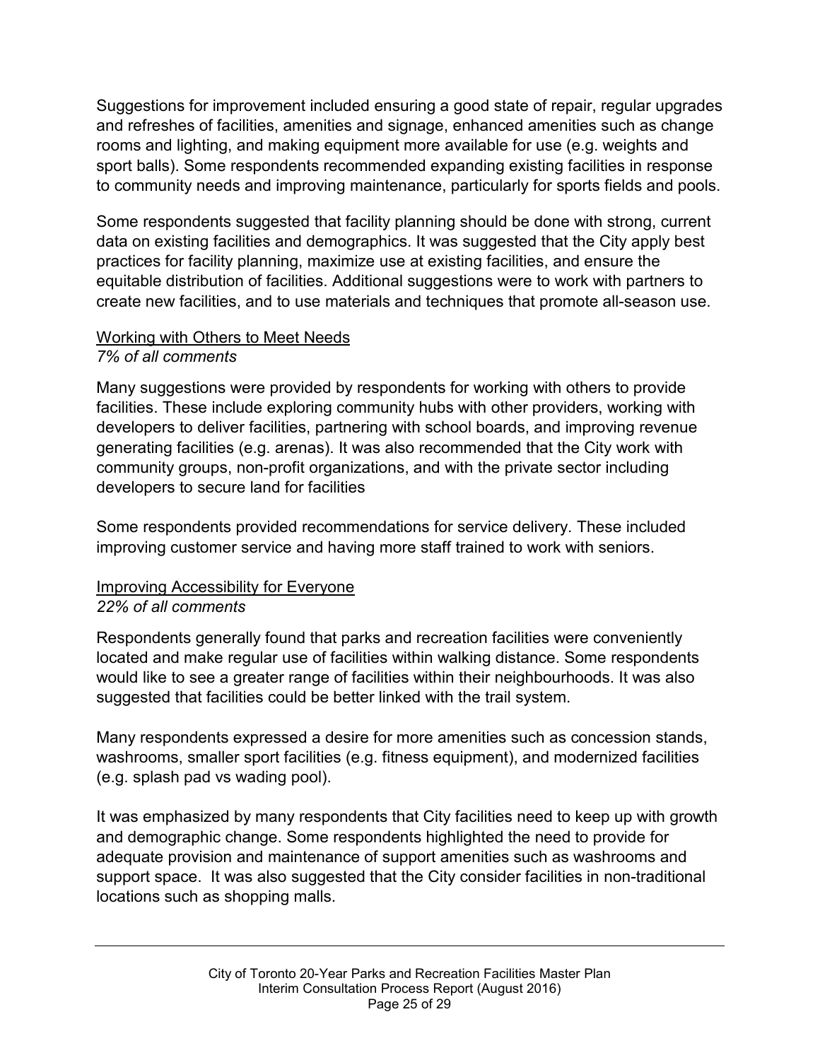Suggestions for improvement included ensuring a good state of repair, regular upgrades and refreshes of facilities, amenities and signage, enhanced amenities such as change rooms and lighting, and making equipment more available for use (e.g. weights and sport balls). Some respondents recommended expanding existing facilities in response to community needs and improving maintenance, particularly for sports fields and pools.

Some respondents suggested that facility planning should be done with strong, current data on existing facilities and demographics. It was suggested that the City apply best practices for facility planning, maximize use at existing facilities, and ensure the equitable distribution of facilities. Additional suggestions were to work with partners to create new facilities, and to use materials and techniques that promote all-season use.

<u>Working with Others to Meet Needs</u>
*7% of all comments*

Many suggestions were provided by respondents for working with others to provide facilities. These include exploring community hubs with other providers, working with developers to deliver facilities, partnering with school boards, and improving revenue generating facilities (e.g. arenas). It was also recommended that the City work with community groups, non-profit organizations, and with the private sector including developers to secure land for facilities

Some respondents provided recommendations for service delivery. These included improving customer service and having more staff trained to work with seniors.

<u>Improving Accessibility for Everyone</u>
*22% of all comments*

Respondents generally found that parks and recreation facilities were conveniently located and make regular use of facilities within walking distance. Some respondents would like to see a greater range of facilities within their neighbourhoods. It was also suggested that facilities could be better linked with the trail system.

Many respondents expressed a desire for more amenities such as concession stands, washrooms, smaller sport facilities (e.g. fitness equipment), and modernized facilities (e.g. splash pad vs wading pool).

It was emphasized by many respondents that City facilities need to keep up with growth and demographic change. Some respondents highlighted the need to provide for adequate provision and maintenance of support amenities such as washrooms and support space. It was also suggested that the City consider facilities in non-traditional locations such as shopping malls.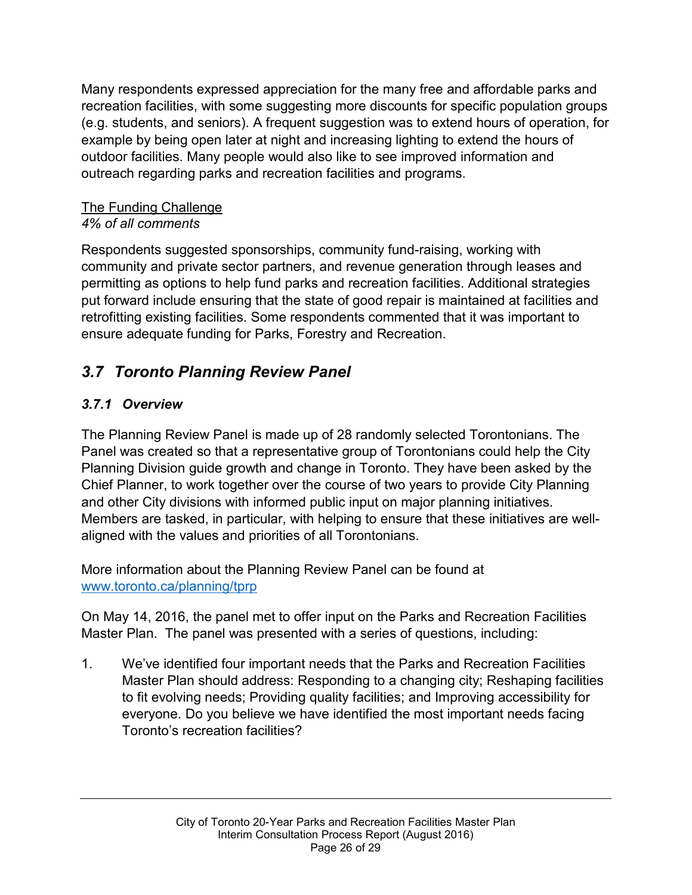Many respondents expressed appreciation for the many free and affordable parks and recreation facilities, with some suggesting more discounts for specific population groups (e.g. students, and seniors). A frequent suggestion was to extend hours of operation, for example by being open later at night and increasing lighting to extend the hours of outdoor facilities. Many people would also like to see improved information and outreach regarding parks and recreation facilities and programs.

The Funding Challenge
*4% of all comments*

Respondents suggested sponsorships, community fund-raising, working with community and private sector partners, and revenue generation through leases and permitting as options to help fund parks and recreation facilities. Additional strategies put forward include ensuring that the state of good repair is maintained at facilities and retrofitting existing facilities. Some respondents commented that it was important to ensure adequate funding for Parks, Forestry and Recreation.

## *3.7 Toronto Planning Review Panel*

### *3.7.1 Overview*

The Planning Review Panel is made up of 28 randomly selected Torontonians. The Panel was created so that a representative group of Torontonians could help the City Planning Division guide growth and change in Toronto. They have been asked by the Chief Planner, to work together over the course of two years to provide City Planning and other City divisions with informed public input on major planning initiatives. Members are tasked, in particular, with helping to ensure that these initiatives are well-aligned with the values and priorities of all Torontonians.

More information about the Planning Review Panel can be found at [www.toronto.ca/planning/tprp](www.toronto.ca/planning/tprp)

On May 14, 2016, the panel met to offer input on the Parks and Recreation Facilities Master Plan. The panel was presented with a series of questions, including:

1. We've identified four important needs that the Parks and Recreation Facilities Master Plan should address: Responding to a changing city; Reshaping facilities to fit evolving needs; Providing quality facilities; and Improving accessibility for everyone. Do you believe we have identified the most important needs facing Toronto's recreation facilities?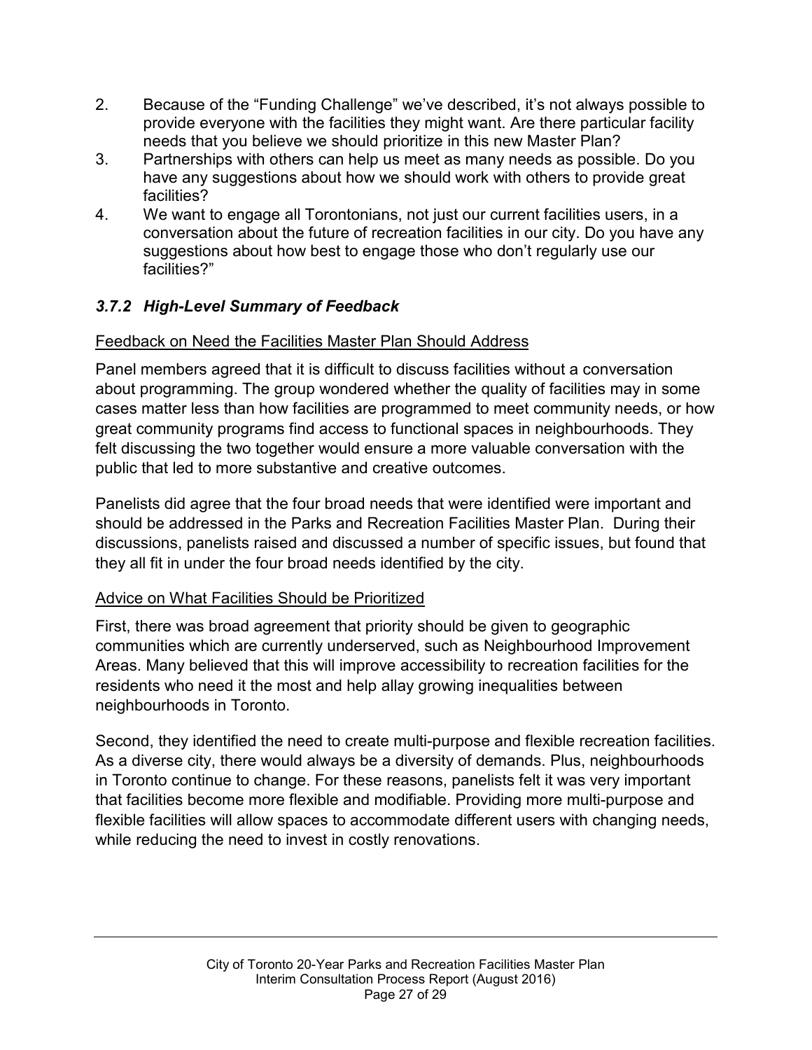2. Because of the “Funding Challenge” we’ve described, it’s not always possible to provide everyone with the facilities they might want. Are there particular facility needs that you believe we should prioritize in this new Master Plan?
3. Partnerships with others can help us meet as many needs as possible. Do you have any suggestions about how we should work with others to provide great facilities?
4. We want to engage all Torontonians, not just our current facilities users, in a conversation about the future of recreation facilities in our city. Do you have any suggestions about how best to engage those who don’t regularly use our facilities?”

### *3.7.2 High-Level Summary of Feedback*

<u>Feedback on Need the Facilities Master Plan Should Address</u>

Panel members agreed that it is difficult to discuss facilities without a conversation about programming. The group wondered whether the quality of facilities may in some cases matter less than how facilities are programmed to meet community needs, or how great community programs find access to functional spaces in neighbourhoods. They felt discussing the two together would ensure a more valuable conversation with the public that led to more substantive and creative outcomes.

Panelists did agree that the four broad needs that were identified were important and should be addressed in the Parks and Recreation Facilities Master Plan. During their discussions, panelists raised and discussed a number of specific issues, but found that they all fit in under the four broad needs identified by the city.

<u>Advice on What Facilities Should be Prioritized</u>

First, there was broad agreement that priority should be given to geographic communities which are currently underserved, such as Neighbourhood Improvement Areas. Many believed that this will improve accessibility to recreation facilities for the residents who need it the most and help allay growing inequalities between neighbourhoods in Toronto.

Second, they identified the need to create multi-purpose and flexible recreation facilities. As a diverse city, there would always be a diversity of demands. Plus, neighbourhoods in Toronto continue to change. For these reasons, panelists felt it was very important that facilities become more flexible and modifiable. Providing more multi-purpose and flexible facilities will allow spaces to accommodate different users with changing needs, while reducing the need to invest in costly renovations.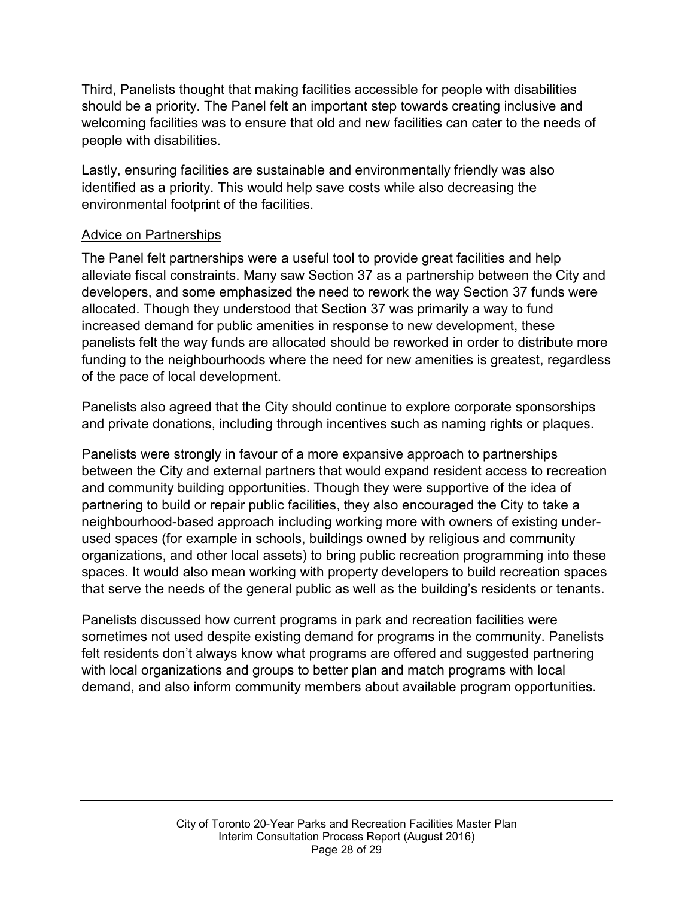Third, Panelists thought that making facilities accessible for people with disabilities should be a priority. The Panel felt an important step towards creating inclusive and welcoming facilities was to ensure that old and new facilities can cater to the needs of people with disabilities.

Lastly, ensuring facilities are sustainable and environmentally friendly was also identified as a priority. This would help save costs while also decreasing the environmental footprint of the facilities.

<u>Advice on Partnerships</u>

The Panel felt partnerships were a useful tool to provide great facilities and help alleviate fiscal constraints. Many saw Section 37 as a partnership between the City and developers, and some emphasized the need to rework the way Section 37 funds were allocated. Though they understood that Section 37 was primarily a way to fund increased demand for public amenities in response to new development, these panelists felt the way funds are allocated should be reworked in order to distribute more funding to the neighbourhoods where the need for new amenities is greatest, regardless of the pace of local development.

Panelists also agreed that the City should continue to explore corporate sponsorships and private donations, including through incentives such as naming rights or plaques.

Panelists were strongly in favour of a more expansive approach to partnerships between the City and external partners that would expand resident access to recreation and community building opportunities. Though they were supportive of the idea of partnering to build or repair public facilities, they also encouraged the City to take a neighbourhood-based approach including working more with owners of existing under-used spaces (for example in schools, buildings owned by religious and community organizations, and other local assets) to bring public recreation programming into these spaces. It would also mean working with property developers to build recreation spaces that serve the needs of the general public as well as the building's residents or tenants.

Panelists discussed how current programs in park and recreation facilities were sometimes not used despite existing demand for programs in the community. Panelists felt residents don't always know what programs are offered and suggested partnering with local organizations and groups to better plan and match programs with local demand, and also inform community members about available program opportunities.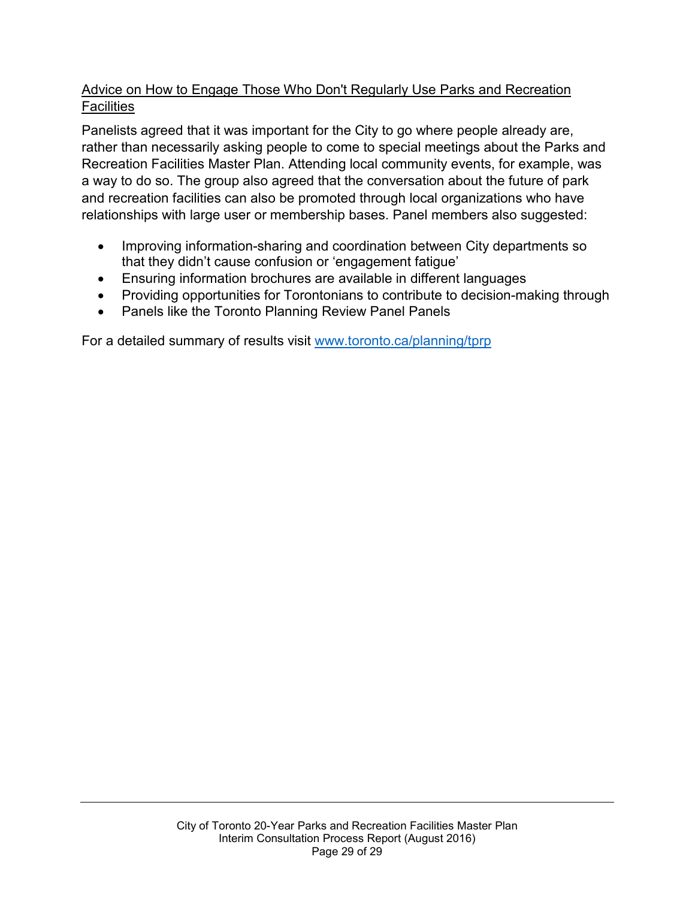Advice on How to Engage Those Who Don't Regularly Use Parks and Recreation Facilities

Panelists agreed that it was important for the City to go where people already are, rather than necessarily asking people to come to special meetings about the Parks and Recreation Facilities Master Plan. Attending local community events, for example, was a way to do so. The group also agreed that the conversation about the future of park and recreation facilities can also be promoted through local organizations who have relationships with large user or membership bases. Panel members also suggested:

- Improving information-sharing and coordination between City departments so that they didn't cause confusion or 'engagement fatigue'
- Ensuring information brochures are available in different languages
- Providing opportunities for Torontonians to contribute to decision-making through
- Panels like the Toronto Planning Review Panel Panels

For a detailed summary of results visit www.toronto.ca/planning/tprp